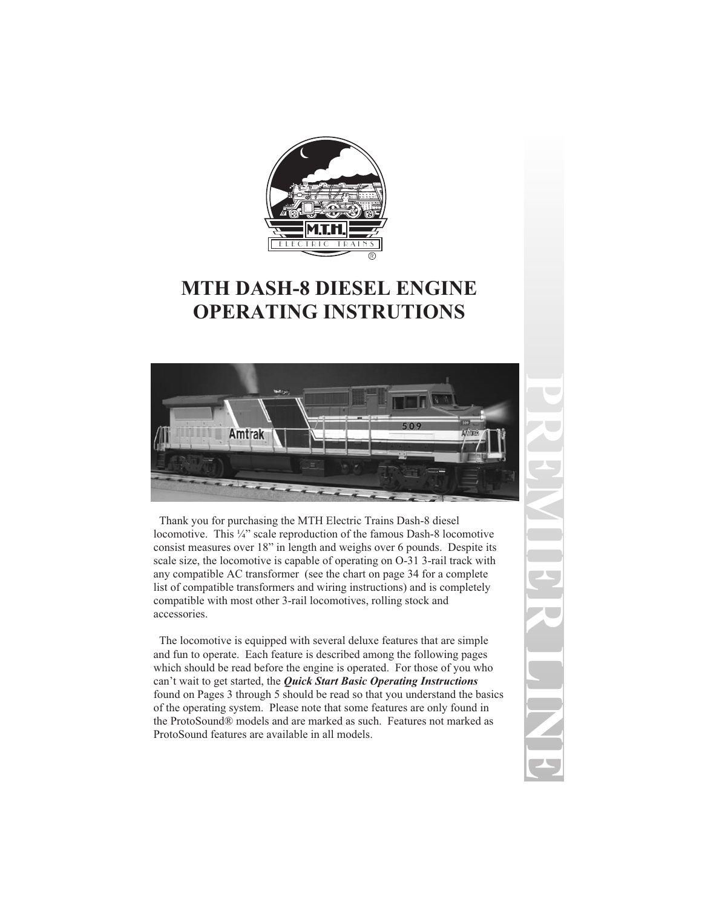# MTH DASH-8 DIESEL ENGINE OPERATING INSTRUTIONS

Thank you for purchasing the MTH Electric Trains Dash-8 diesel locomotive. This ¼" scale reproduction of the famous Dash-8 locomotive consist measures over 18" in length and weighs over 6 pounds. Despite its scale size, the locomotive is capable of operating on O-31 3-rail track with any compatible AC transformer (see the chart on page 34 for a complete list of compatible transformers and wiring instructions) and is completely compatible with most other 3-rail locomotives, rolling stock and accessories.

The locomotive is equipped with several deluxe features that are simple and fun to operate. Each feature is described among the following pages which should be read before the engine is operated. For those of you who can't wait to get started, the ***Quick Start Basic Operating Instructions*** found on Pages 3 through 5 should be read so that you understand the basics of the operating system. Please note that some features are only found in the ProtoSound® models and are marked as such. Features not marked as ProtoSound features are available in all models.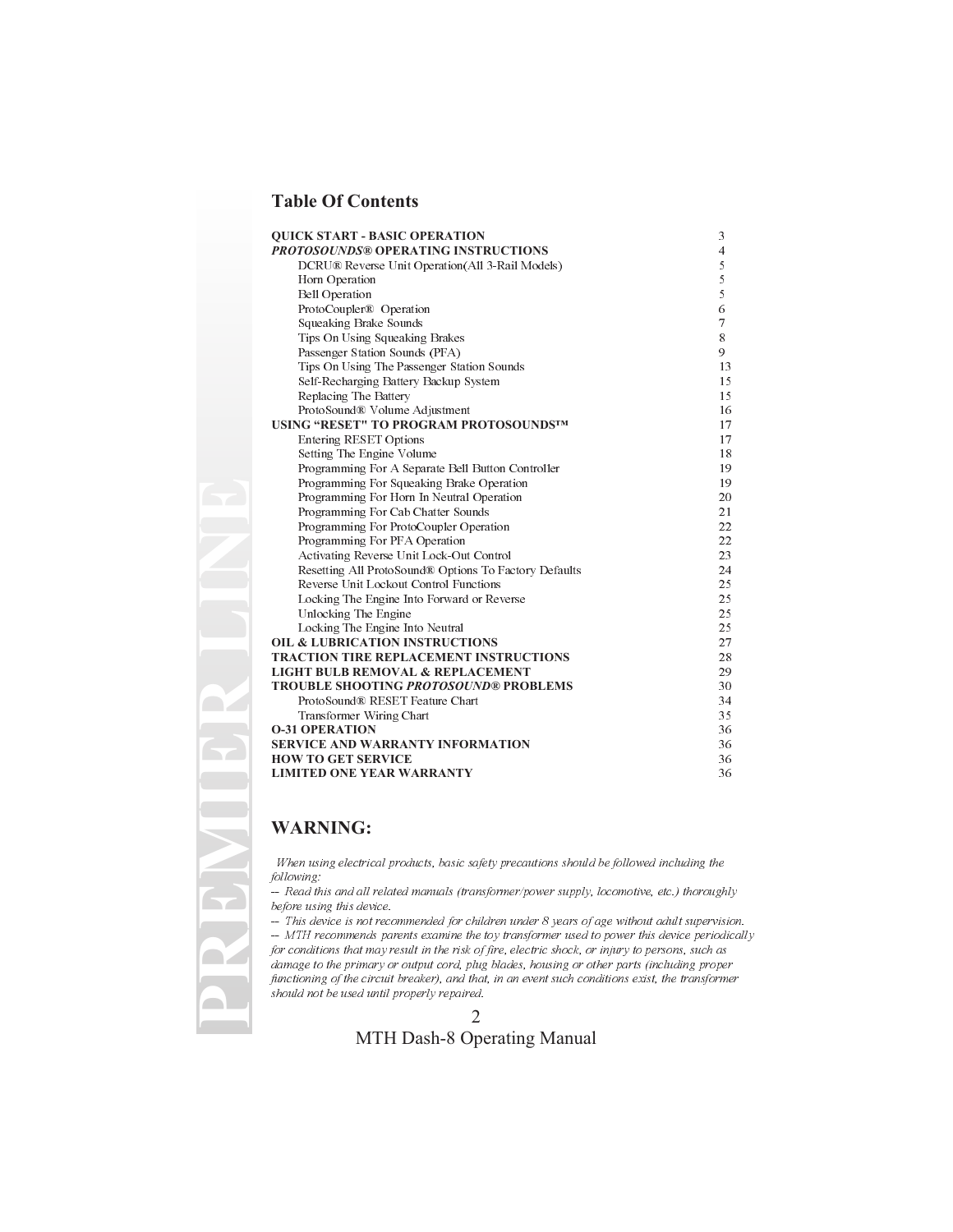## Table Of Contents

| | |
|---|---|
| **QUICK START - BASIC OPERATION** | 3 |
| ***PROTOSOUNDS*® OPERATING INSTRUCTIONS** | 4 |
| DCRU® Reverse Unit Operation(All 3-Rail Models) | 5 |
| Horn Operation | 5 |
| Bell Operation | 5 |
| ProtoCoupler® Operation | 6 |
| Squeaking Brake Sounds | 7 |
| Tips On Using Squeaking Brakes | 8 |
| Passenger Station Sounds (PFA) | 9 |
| Tips On Using The Passenger Station Sounds | 13 |
| Self-Recharging Battery Backup System | 15 |
| Replacing The Battery | 15 |
| ProtoSound® Volume Adjustment | 16 |
| **USING "RESET" TO PROGRAM PROTOSOUNDS™** | 17 |
| Entering RESET Options | 17 |
| Setting The Engine Volume | 18 |
| Programming For A Separate Bell Button Controller | 19 |
| Programming For Squeaking Brake Operation | 19 |
| Programming For Horn In Neutral Operation | 20 |
| Programming For Cab Chatter Sounds | 21 |
| Programming For ProtoCoupler Operation | 22 |
| Programming For PFA Operation | 22 |
| Activating Reverse Unit Lock-Out Control | 23 |
| Resetting All ProtoSound® Options To Factory Defaults | 24 |
| Reverse Unit Lockout Control Functions | 25 |
| Locking The Engine Into Forward or Reverse | 25 |
| Unlocking The Engine | 25 |
| Locking The Engine Into Neutral | 25 |
| **OIL & LUBRICATION INSTRUCTIONS** | 27 |
| **TRACTION TIRE REPLACEMENT INSTRUCTIONS** | 28 |
| **LIGHT BULB REMOVAL & REPLACEMENT** | 29 |
| **TROUBLE SHOOTING *PROTOSOUND*® PROBLEMS** | 30 |
| ProtoSound® RESET Feature Chart | 34 |
| Transformer Wiring Chart | 35 |
| **O-31 OPERATION** | 36 |
| **SERVICE AND WARRANTY INFORMATION** | 36 |
| **HOW TO GET SERVICE** | 36 |
| **LIMITED ONE YEAR WARRANTY** | 36 |

## WARNING:

*When using electrical products, basic safety precautions should be followed including the following:*

*-- Read this and all related manuals (transformer/power supply, locomotive, etc.) thoroughly before using this device.*

*-- This device is not recommended for children under 8 years of age without adult supervision.*

*-- MTH recommends parents examine the toy transformer used to power this device periodically for conditions that may result in the risk of fire, electric shock, or injury to persons, such as damage to the primary or output cord, plug blades, housing or other parts (including proper functioning of the circuit breaker), and that, in an event such conditions exist, the transformer should not be used until properly repaired.*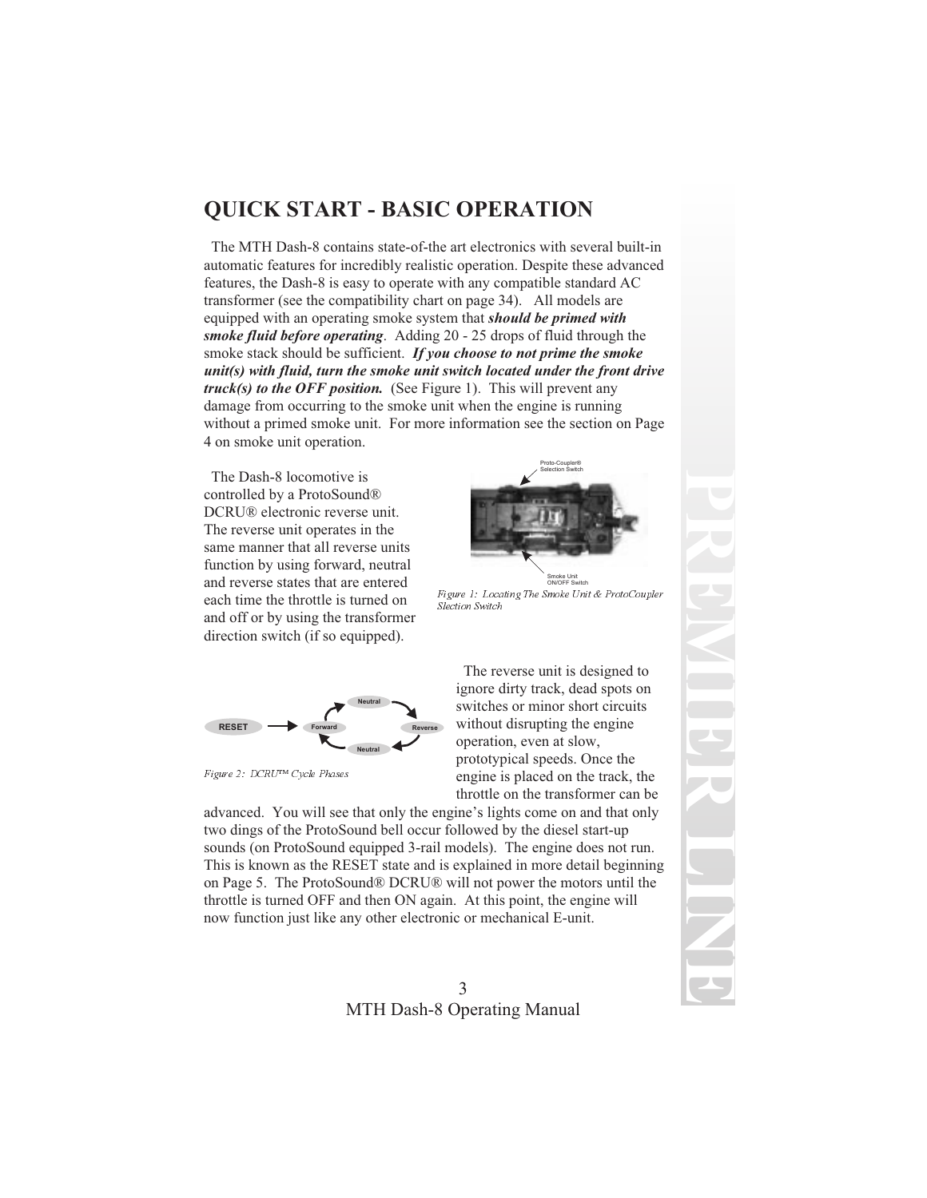# QUICK START - BASIC OPERATION

The MTH Dash-8 contains state-of-the art electronics with several built-in automatic features for incredibly realistic operation. Despite these advanced features, the Dash-8 is easy to operate with any compatible standard AC transformer (see the compatibility chart on page 34). All models are equipped with an operating smoke system that ***should be primed with smoke fluid before operating***. Adding 20 - 25 drops of fluid through the smoke stack should be sufficient. ***If you choose to not prime the smoke unit(s) with fluid, turn the smoke unit switch located under the front drive truck(s) to the OFF position.*** (See Figure 1). This will prevent any damage from occurring to the smoke unit when the engine is running without a primed smoke unit. For more information see the section on Page 4 on smoke unit operation.

The Dash-8 locomotive is controlled by a ProtoSound® DCRU® electronic reverse unit. The reverse unit operates in the same manner that all reverse units function by using forward, neutral and reverse states that are entered each time the throttle is turned on and off or by using the transformer direction switch (if so equipped).

Proto-Coupler® Selection Switch

Smoke Unit ON/OFF Switch

*Figure 1: Locating The Smoke Unit & ProtoCoupler Slection Switch*

RESET → Forward → Neutral → Reverse → Neutral → Forward

*Figure 2: DCRU™ Cycle Phases*

The reverse unit is designed to ignore dirty track, dead spots on switches or minor short circuits without disrupting the engine operation, even at slow, prototypical speeds. Once the engine is placed on the track, the throttle on the transformer can be advanced. You will see that only the engine's lights come on and that only two dings of the ProtoSound bell occur followed by the diesel start-up sounds (on ProtoSound equipped 3-rail models). The engine does not run. This is known as the RESET state and is explained in more detail beginning on Page 5. The ProtoSound® DCRU® will not power the motors until the throttle is turned OFF and then ON again. At this point, the engine will now function just like any other electronic or mechanical E-unit.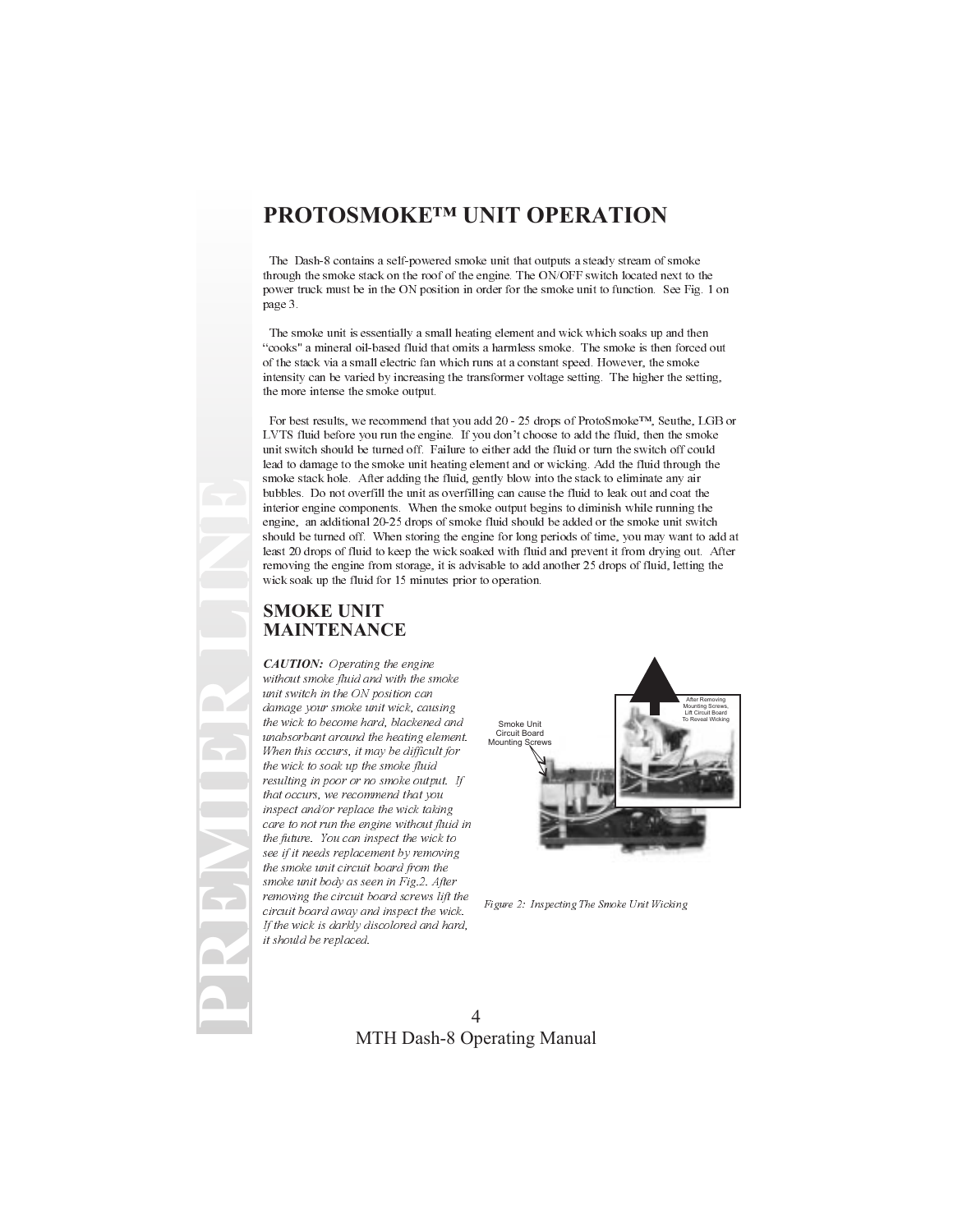# PROTOSMOKE™ UNIT OPERATION

The Dash-8 contains a self-powered smoke unit that outputs a steady stream of smoke through the smoke stack on the roof of the engine. The ON/OFF switch located next to the power truck must be in the ON position in order for the smoke unit to function. See Fig. 1 on page 3.

The smoke unit is essentially a small heating element and wick which soaks up and then "cooks" a mineral oil-based fluid that omits a harmless smoke. The smoke is then forced out of the stack via a small electric fan which runs at a constant speed. However, the smoke intensity can be varied by increasing the transformer voltage setting. The higher the setting, the more intense the smoke output.

For best results, we recommend that you add 20 - 25 drops of ProtoSmoke™, Seuthe, LGB or LVTS fluid before you run the engine. If you don't choose to add the fluid, then the smoke unit switch should be turned off. Failure to either add the fluid or turn the switch off could lead to damage to the smoke unit heating element and or wicking. Add the fluid through the smoke stack hole. After adding the fluid, gently blow into the stack to eliminate any air bubbles. Do not overfill the unit as overfilling can cause the fluid to leak out and coat the interior engine components. When the smoke output begins to diminish while running the engine, an additional 20-25 drops of smoke fluid should be added or the smoke unit switch should be turned off. When storing the engine for long periods of time, you may want to add at least 20 drops of fluid to keep the wick soaked with fluid and prevent it from drying out. After removing the engine from storage, it is advisable to add another 25 drops of fluid, letting the wick soak up the fluid for 15 minutes prior to operation.

## SMOKE UNIT MAINTENANCE

***CAUTION:*** *Operating the engine without smoke fluid and with the smoke unit switch in the ON position can damage your smoke unit wick, causing the wick to become hard, blackened and unabsorbant around the heating element. When this occurs, it may be difficult for the wick to soak up the smoke fluid resulting in poor or no smoke output. If that occurs, we recommend that you inspect and/or replace the wick taking care to not run the engine without fluid in the future. You can inspect the wick to see if it needs replacement by removing the smoke unit circuit board from the smoke unit body as seen in Fig.2. After removing the circuit board screws lift the circuit board away and inspect the wick. If the wick is darkly discolored and hard, it should be replaced.*

Smoke Unit Circuit Board Mounting Screws

After Removing Mounting Screws, Lift Circuit Board To Reveal Wicking

*Figure 2: Inspecting The Smoke Unit Wicking*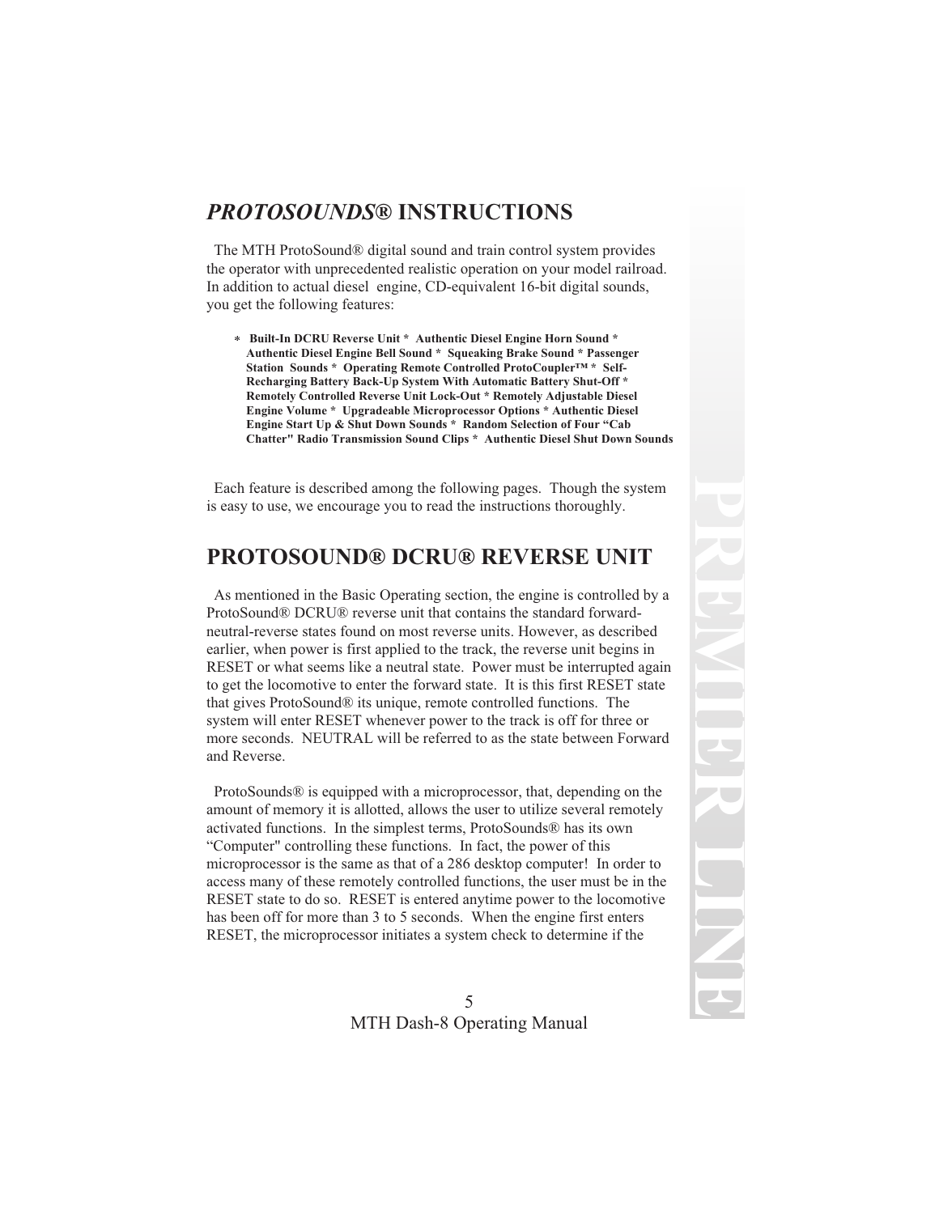## *PROTOSOUNDS®* INSTRUCTIONS

The MTH ProtoSound® digital sound and train control system provides the operator with unprecedented realistic operation on your model railroad. In addition to actual diesel engine, CD-equivalent 16-bit digital sounds, you get the following features:

**\* Built-In DCRU Reverse Unit \* Authentic Diesel Engine Horn Sound \* Authentic Diesel Engine Bell Sound \* Squeaking Brake Sound \* Passenger Station Sounds \* Operating Remote Controlled ProtoCoupler™ \* Self-Recharging Battery Back-Up System With Automatic Battery Shut-Off \* Remotely Controlled Reverse Unit Lock-Out \* Remotely Adjustable Diesel Engine Volume \* Upgradeable Microprocessor Options \* Authentic Diesel Engine Start Up & Shut Down Sounds \* Random Selection of Four "Cab Chatter" Radio Transmission Sound Clips \* Authentic Diesel Shut Down Sounds**

Each feature is described among the following pages. Though the system is easy to use, we encourage you to read the instructions thoroughly.

## PROTOSOUND® DCRU® REVERSE UNIT

As mentioned in the Basic Operating section, the engine is controlled by a ProtoSound® DCRU® reverse unit that contains the standard forward-neutral-reverse states found on most reverse units. However, as described earlier, when power is first applied to the track, the reverse unit begins in RESET or what seems like a neutral state. Power must be interrupted again to get the locomotive to enter the forward state. It is this first RESET state that gives ProtoSound® its unique, remote controlled functions. The system will enter RESET whenever power to the track is off for three or more seconds. NEUTRAL will be referred to as the state between Forward and Reverse.

ProtoSounds® is equipped with a microprocessor, that, depending on the amount of memory it is allotted, allows the user to utilize several remotely activated functions. In the simplest terms, ProtoSounds® has its own "Computer" controlling these functions. In fact, the power of this microprocessor is the same as that of a 286 desktop computer! In order to access many of these remotely controlled functions, the user must be in the RESET state to do so. RESET is entered anytime power to the locomotive has been off for more than 3 to 5 seconds. When the engine first enters RESET, the microprocessor initiates a system check to determine if the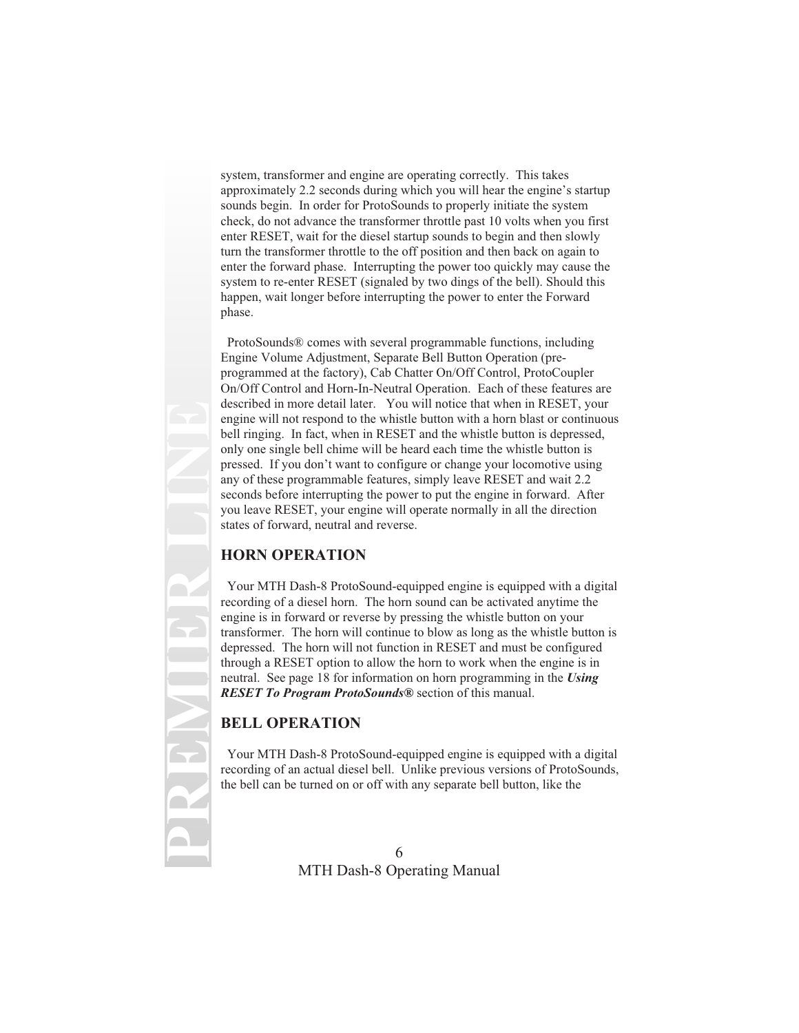system, transformer and engine are operating correctly. This takes approximately 2.2 seconds during which you will hear the engine's startup sounds begin. In order for ProtoSounds to properly initiate the system check, do not advance the transformer throttle past 10 volts when you first enter RESET, wait for the diesel startup sounds to begin and then slowly turn the transformer throttle to the off position and then back on again to enter the forward phase. Interrupting the power too quickly may cause the system to re-enter RESET (signaled by two dings of the bell). Should this happen, wait longer before interrupting the power to enter the Forward phase.

ProtoSounds® comes with several programmable functions, including Engine Volume Adjustment, Separate Bell Button Operation (pre-programmed at the factory), Cab Chatter On/Off Control, ProtoCoupler On/Off Control and Horn-In-Neutral Operation. Each of these features are described in more detail later. You will notice that when in RESET, your engine will not respond to the whistle button with a horn blast or continuous bell ringing. In fact, when in RESET and the whistle button is depressed, only one single bell chime will be heard each time the whistle button is pressed. If you don't want to configure or change your locomotive using any of these programmable features, simply leave RESET and wait 2.2 seconds before interrupting the power to put the engine in forward. After you leave RESET, your engine will operate normally in all the direction states of forward, neutral and reverse.

## HORN OPERATION

Your MTH Dash-8 ProtoSound-equipped engine is equipped with a digital recording of a diesel horn. The horn sound can be activated anytime the engine is in forward or reverse by pressing the whistle button on your transformer. The horn will continue to blow as long as the whistle button is depressed. The horn will not function in RESET and must be configured through a RESET option to allow the horn to work when the engine is in neutral. See page 18 for information on horn programming in the ***Using RESET To Program ProtoSounds®*** section of this manual.

## BELL OPERATION

Your MTH Dash-8 ProtoSound-equipped engine is equipped with a digital recording of an actual diesel bell. Unlike previous versions of ProtoSounds, the bell can be turned on or off with any separate bell button, like the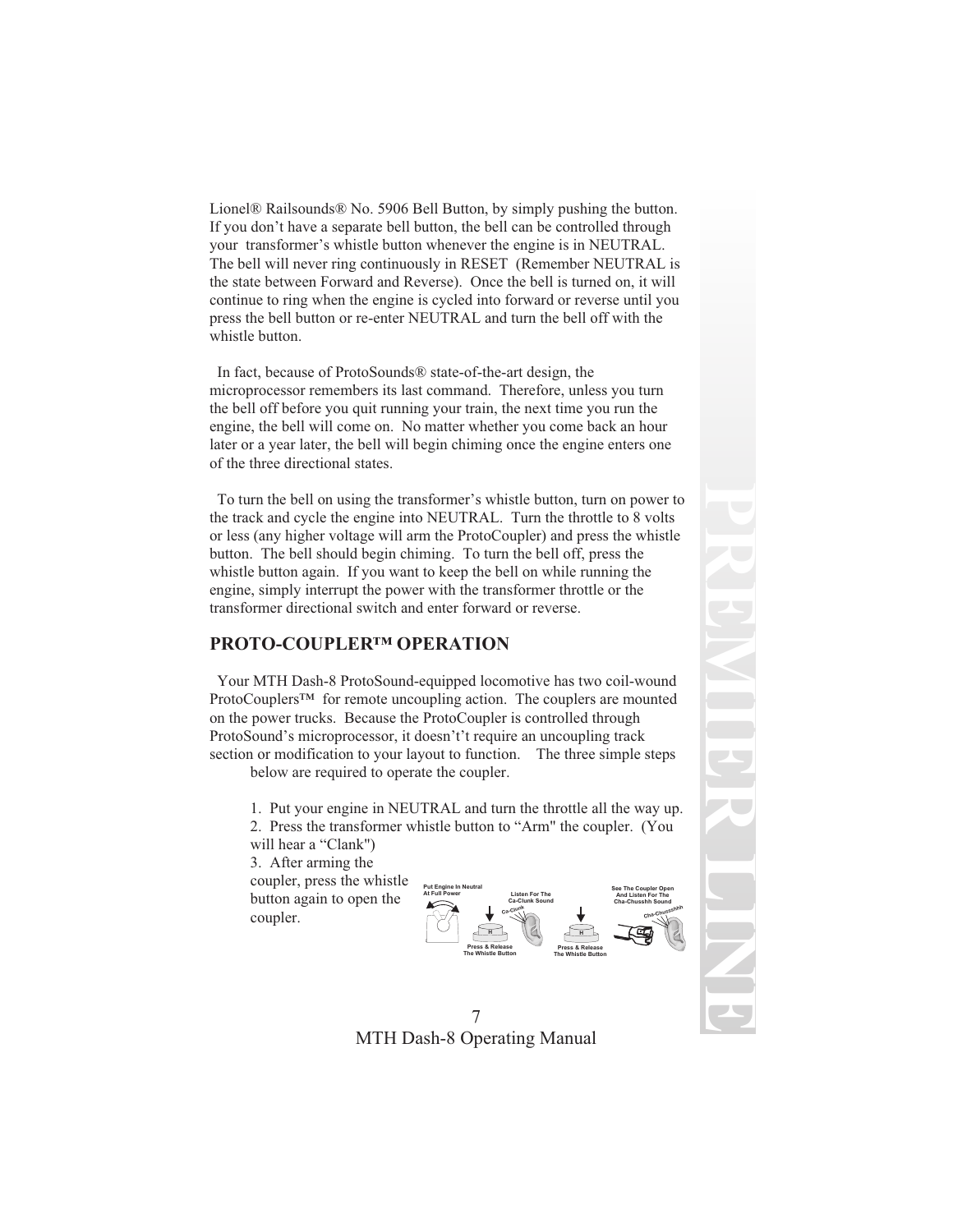Lionel® Railsounds® No. 5906 Bell Button, by simply pushing the button. If you don't have a separate bell button, the bell can be controlled through your transformer's whistle button whenever the engine is in NEUTRAL. The bell will never ring continuously in RESET (Remember NEUTRAL is the state between Forward and Reverse). Once the bell is turned on, it will continue to ring when the engine is cycled into forward or reverse until you press the bell button or re-enter NEUTRAL and turn the bell off with the whistle button.

In fact, because of ProtoSounds® state-of-the-art design, the microprocessor remembers its last command. Therefore, unless you turn the bell off before you quit running your train, the next time you run the engine, the bell will come on. No matter whether you come back an hour later or a year later, the bell will begin chiming once the engine enters one of the three directional states.

To turn the bell on using the transformer's whistle button, turn on power to the track and cycle the engine into NEUTRAL. Turn the throttle to 8 volts or less (any higher voltage will arm the ProtoCoupler) and press the whistle button. The bell should begin chiming. To turn the bell off, press the whistle button again. If you want to keep the bell on while running the engine, simply interrupt the power with the transformer throttle or the transformer directional switch and enter forward or reverse.

## PROTO-COUPLER™ OPERATION

Your MTH Dash-8 ProtoSound-equipped locomotive has two coil-wound ProtoCouplers™ for remote uncoupling action. The couplers are mounted on the power trucks. Because the ProtoCoupler is controlled through ProtoSound's microprocessor, it doesn't't require an uncoupling track section or modification to your layout to function. The three simple steps below are required to operate the coupler.

1. Put your engine in NEUTRAL and turn the throttle all the way up.
2. Press the transformer whistle button to "Arm" the coupler. (You will hear a "Clank")
3. After arming the coupler, press the whistle button again to open the coupler.

Put Engine In Neutral At Full Power — Press & Release The Whistle Button — Listen For The Ca-Clunk Sound — Press & Release The Whistle Button — See The Coupler Open And Listen For The Cha-Chusshh Sound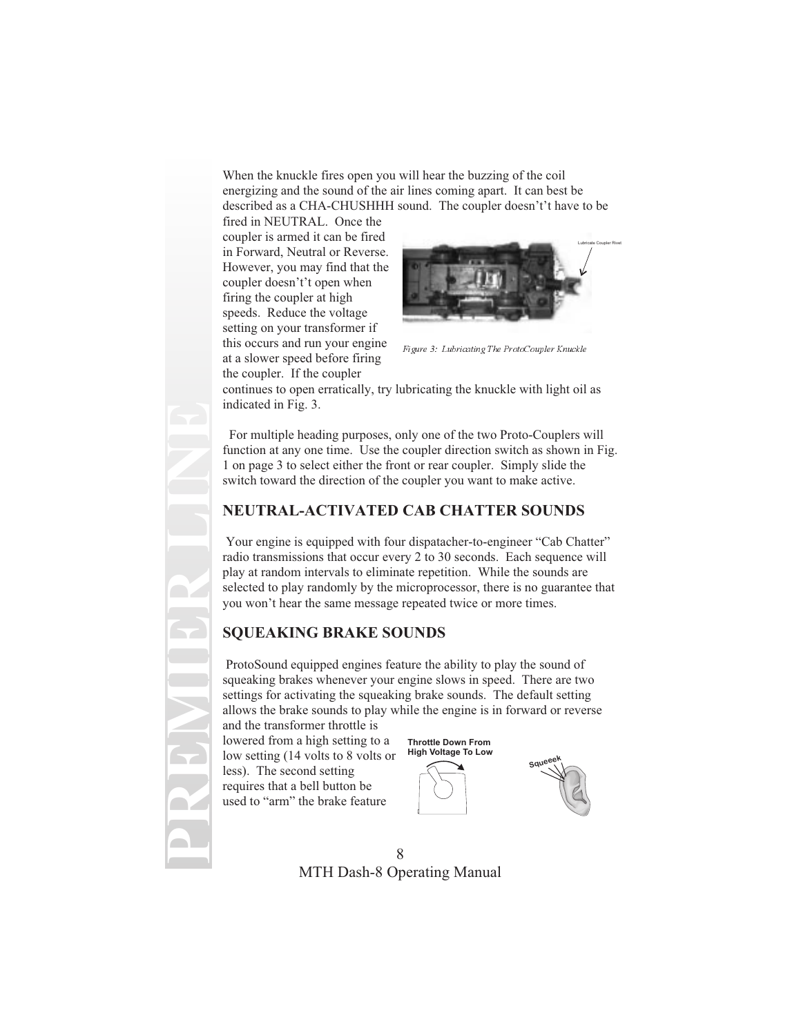When the knuckle fires open you will hear the buzzing of the coil energizing and the sound of the air lines coming apart. It can best be described as a CHA-CHUSHHH sound. The coupler doesn't't have to be fired in NEUTRAL. Once the coupler is armed it can be fired in Forward, Neutral or Reverse. However, you may find that the coupler doesn't't open when firing the coupler at high speeds. Reduce the voltage setting on your transformer if this occurs and run your engine at a slower speed before firing the coupler. If the coupler continues to open erratically, try lubricating the knuckle with light oil as indicated in Fig. 3.

Lubricate Coupler Rivet

*Figure 3: Lubricating The ProtoCoupler Knuckle*

For multiple heading purposes, only one of the two Proto-Couplers will function at any one time. Use the coupler direction switch as shown in Fig. 1 on page 3 to select either the front or rear coupler. Simply slide the switch toward the direction of the coupler you want to make active.

## NEUTRAL-ACTIVATED CAB CHATTER SOUNDS

Your engine is equipped with four dispatacher-to-engineer "Cab Chatter" radio transmissions that occur every 2 to 30 seconds. Each sequence will play at random intervals to eliminate repetition. While the sounds are selected to play randomly by the microprocessor, there is no guarantee that you won't hear the same message repeated twice or more times.

## SQUEAKING BRAKE SOUNDS

ProtoSound equipped engines feature the ability to play the sound of squeaking brakes whenever your engine slows in speed. There are two settings for activating the squeaking brake sounds. The default setting allows the brake sounds to play while the engine is in forward or reverse and the transformer throttle is lowered from a high setting to a low setting (14 volts to 8 volts or less). The second setting requires that a bell button be used to "arm" the brake feature

Throttle Down From High Voltage To Low

Squeeek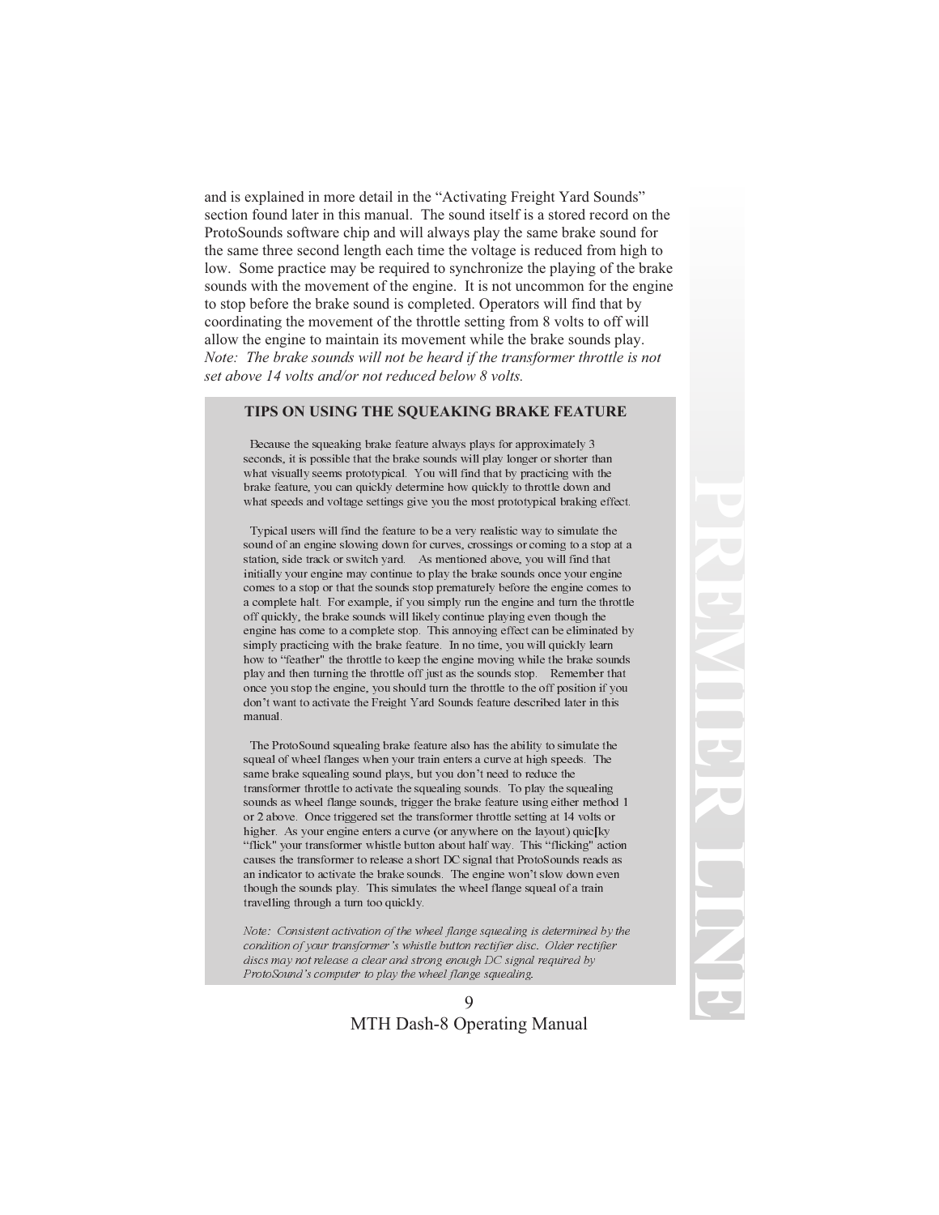and is explained in more detail in the "Activating Freight Yard Sounds" section found later in this manual. The sound itself is a stored record on the ProtoSounds software chip and will always play the same brake sound for the same three second length each time the voltage is reduced from high to low. Some practice may be required to synchronize the playing of the brake sounds with the movement of the engine. It is not uncommon for the engine to stop before the brake sound is completed. Operators will find that by coordinating the movement of the throttle setting from 8 volts to off will allow the engine to maintain its movement while the brake sounds play. *Note: The brake sounds will not be heard if the transformer throttle is not set above 14 volts and/or not reduced below 8 volts.*

### TIPS ON USING THE SQUEAKING BRAKE FEATURE

Because the squeaking brake feature always plays for approximately 3 seconds, it is possible that the brake sounds will play longer or shorter than what visually seems prototypical. You will find that by practicing with the brake feature, you can quickly determine how quickly to throttle down and what speeds and voltage settings give you the most prototypical braking effect.

Typical users will find the feature to be a very realistic way to simulate the sound of an engine slowing down for curves, crossings or coming to a stop at a station, side track or switch yard. As mentioned above, you will find that initially your engine may continue to play the brake sounds once your engine comes to a stop or that the sounds stop prematurely before the engine comes to a complete halt. For example, if you simply run the engine and turn the throttle off quickly, the brake sounds will likely continue playing even though the engine has come to a complete stop. This annoying effect can be eliminated by simply practicing with the brake feature. In no time, you will quickly learn how to "feather" the throttle to keep the engine moving while the brake sounds play and then turning the throttle off just as the sounds stop. Remember that once you stop the engine, you should turn the throttle to the off position if you don't want to activate the Freight Yard Sounds feature described later in this manual.

The ProtoSound squealing brake feature also has the ability to simulate the squeal of wheel flanges when your train enters a curve at high speeds. The same brake squealing sound plays, but you don't need to reduce the transformer throttle to activate the squealing sounds. To play the squealing sounds as wheel flange sounds, trigger the brake feature using either method 1 or 2 above. Once triggered set the transformer throttle setting at 14 volts or higher. As your engine enters a curve (or anywhere on the layout) quic[ky "flick" your transformer whistle button about half way. This "flicking" action causes the transformer to release a short DC signal that ProtoSounds reads as an indicator to activate the brake sounds. The engine won't slow down even though the sounds play. This simulates the wheel flange squeal of a train travelling through a turn too quickly.

*Note: Consistent activation of the wheel flange squealing is determined by the condition of your transformer's whistle button rectifier disc. Older rectifier discs may not release a clear and strong enough DC signal required by ProtoSound's computer to play the wheel flange squealing.*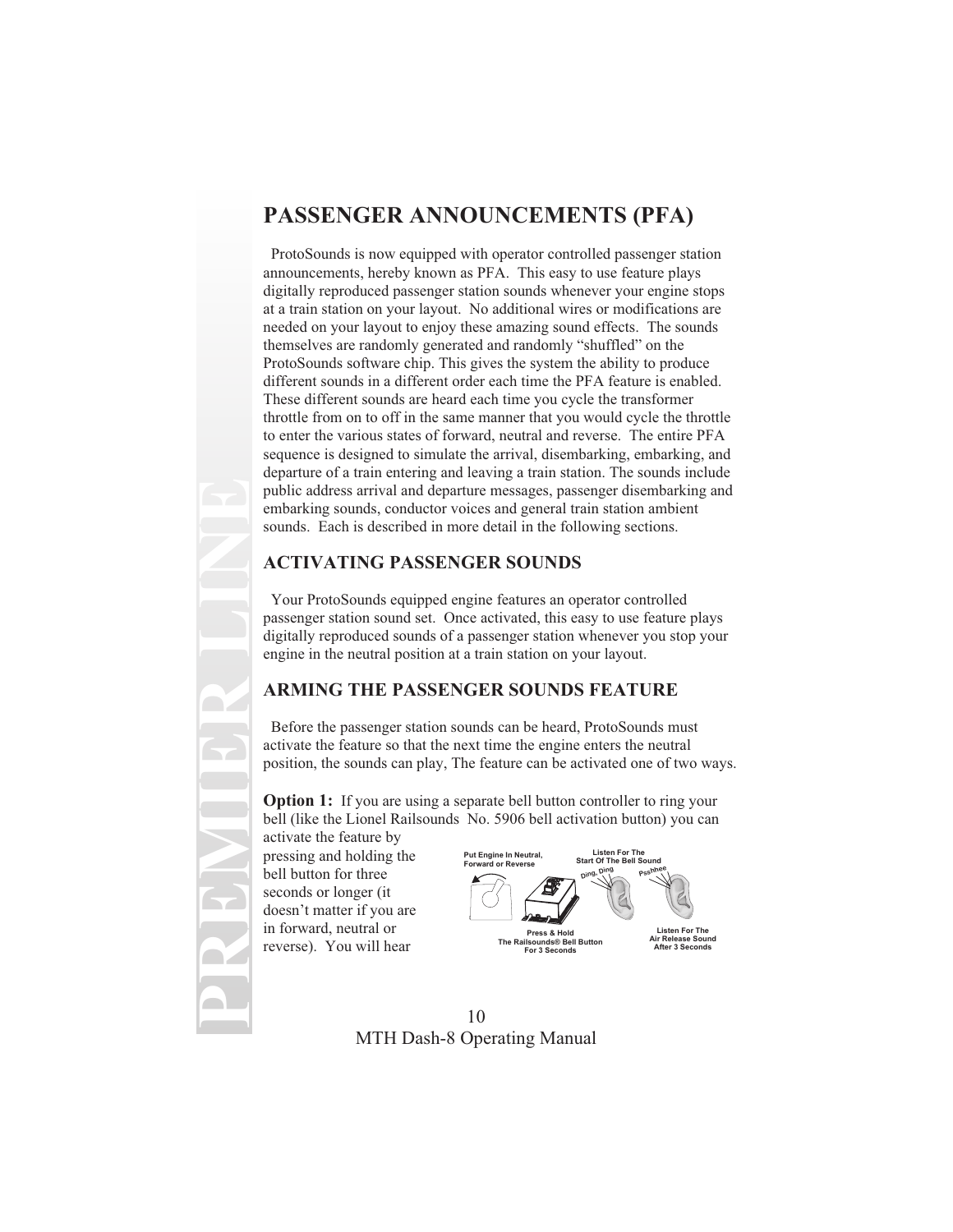# PASSENGER ANNOUNCEMENTS (PFA)

ProtoSounds is now equipped with operator controlled passenger station announcements, hereby known as PFA. This easy to use feature plays digitally reproduced passenger station sounds whenever your engine stops at a train station on your layout. No additional wires or modifications are needed on your layout to enjoy these amazing sound effects. The sounds themselves are randomly generated and randomly "shuffled" on the ProtoSounds software chip. This gives the system the ability to produce different sounds in a different order each time the PFA feature is enabled. These different sounds are heard each time you cycle the transformer throttle from on to off in the same manner that you would cycle the throttle to enter the various states of forward, neutral and reverse. The entire PFA sequence is designed to simulate the arrival, disembarking, embarking, and departure of a train entering and leaving a train station. The sounds include public address arrival and departure messages, passenger disembarking and embarking sounds, conductor voices and general train station ambient sounds. Each is described in more detail in the following sections.

## ACTIVATING PASSENGER SOUNDS

Your ProtoSounds equipped engine features an operator controlled passenger station sound set. Once activated, this easy to use feature plays digitally reproduced sounds of a passenger station whenever you stop your engine in the neutral position at a train station on your layout.

## ARMING THE PASSENGER SOUNDS FEATURE

Before the passenger station sounds can be heard, ProtoSounds must activate the feature so that the next time the engine enters the neutral position, the sounds can play, The feature can be activated one of two ways.

**Option 1:** If you are using a separate bell button controller to ring your bell (like the Lionel Railsounds No. 5906 bell activation button) you can activate the feature by pressing and holding the bell button for three seconds or longer (it doesn't matter if you are in forward, neutral or reverse). You will hear

Put Engine In Neutral, Forward or Reverse

Press & Hold The Railsounds® Bell Button For 3 Seconds

Listen For The Start Of The Bell Sound

Ding, Ding

Psshhee

Listen For The Air Release Sound After 3 Seconds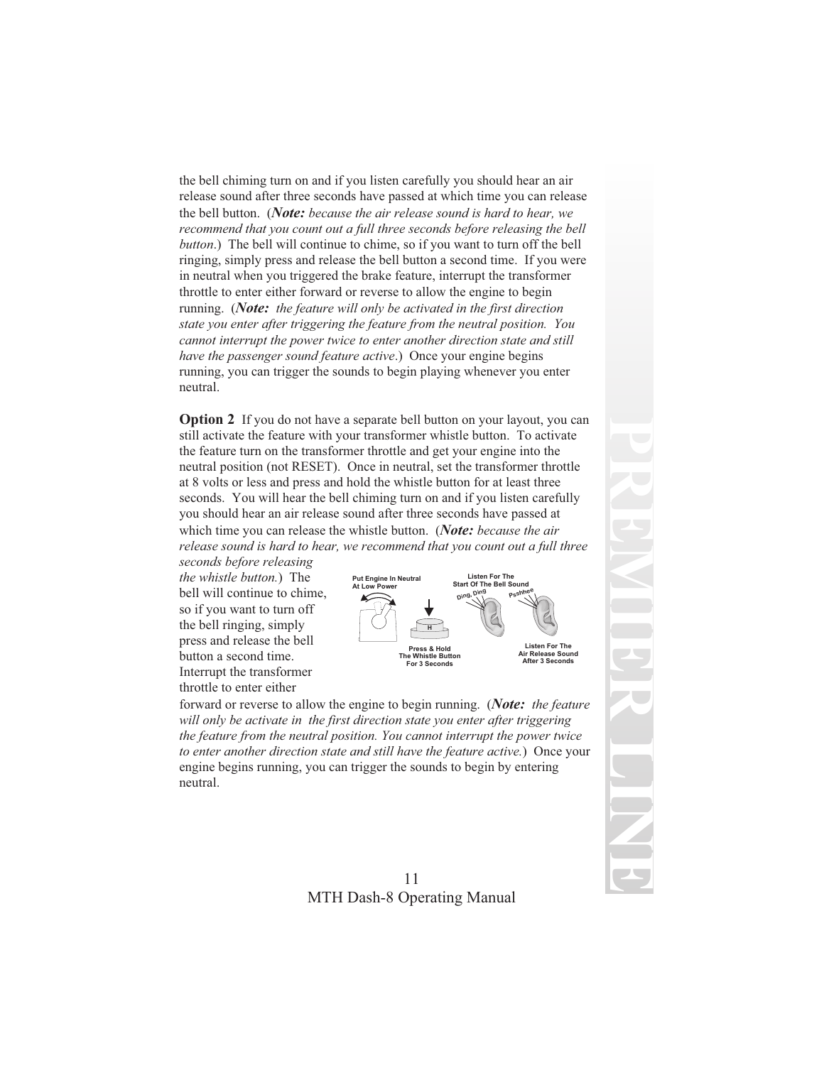the bell chiming turn on and if you listen carefully you should hear an air release sound after three seconds have passed at which time you can release the bell button. (***Note:*** *because the air release sound is hard to hear, we recommend that you count out a full three seconds before releasing the bell button*.) The bell will continue to chime, so if you want to turn off the bell ringing, simply press and release the bell button a second time. If you were in neutral when you triggered the brake feature, interrupt the transformer throttle to enter either forward or reverse to allow the engine to begin running. (***Note:*** *the feature will only be activated in the first direction state you enter after triggering the feature from the neutral position. You cannot interrupt the power twice to enter another direction state and still have the passenger sound feature active*.) Once your engine begins running, you can trigger the sounds to begin playing whenever you enter neutral.

**Option 2** If you do not have a separate bell button on your layout, you can still activate the feature with your transformer whistle button. To activate the feature turn on the transformer throttle and get your engine into the neutral position (not RESET). Once in neutral, set the transformer throttle at 8 volts or less and press and hold the whistle button for at least three seconds. You will hear the bell chiming turn on and if you listen carefully you should hear an air release sound after three seconds have passed at which time you can release the whistle button. (***Note:*** *because the air release sound is hard to hear, we recommend that you count out a full three seconds before releasing the whistle button.*) The bell will continue to chime, so if you want to turn off the bell ringing, simply press and release the bell button a second time. Interrupt the transformer throttle to enter either forward or reverse to allow the engine to begin running. (***Note:*** *the feature will only be activate in the first direction state you enter after triggering the feature from the neutral position. You cannot interrupt the power twice to enter another direction state and still have the feature active.*) Once your engine begins running, you can trigger the sounds to begin by entering neutral.

Put Engine In Neutral At Low Power — Press & Hold The Whistle Button For 3 Seconds — Listen For The Start Of The Bell Sound (Ding, Ding) — Listen For The Air Release Sound After 3 Seconds (Psshhee)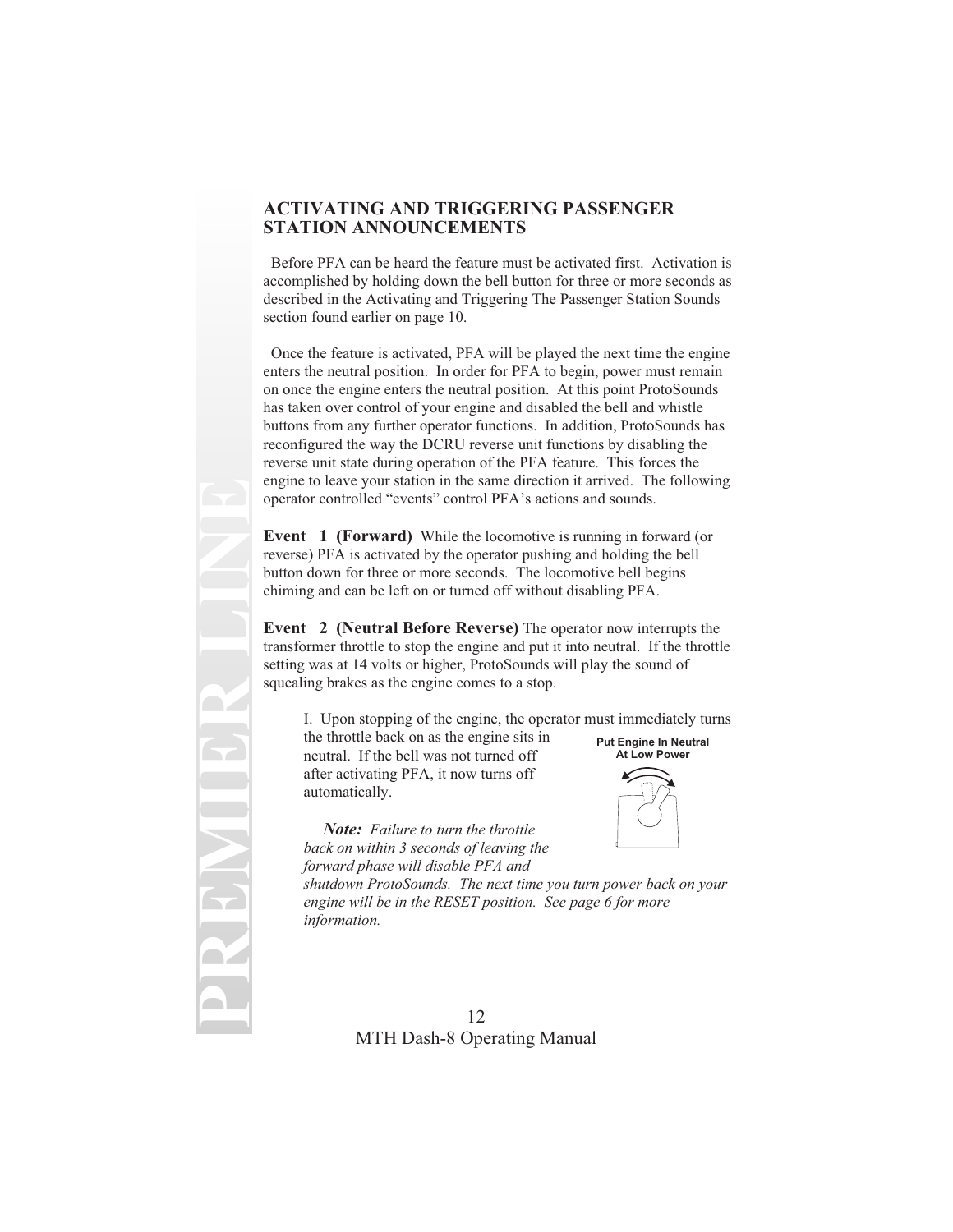## ACTIVATING AND TRIGGERING PASSENGER STATION ANNOUNCEMENTS

Before PFA can be heard the feature must be activated first. Activation is accomplished by holding down the bell button for three or more seconds as described in the Activating and Triggering The Passenger Station Sounds section found earlier on page 10.

Once the feature is activated, PFA will be played the next time the engine enters the neutral position. In order for PFA to begin, power must remain on once the engine enters the neutral position. At this point ProtoSounds has taken over control of your engine and disabled the bell and whistle buttons from any further operator functions. In addition, ProtoSounds has reconfigured the way the DCRU reverse unit functions by disabling the reverse unit state during operation of the PFA feature. This forces the engine to leave your station in the same direction it arrived. The following operator controlled "events" control PFA's actions and sounds.

**Event 1 (Forward)** While the locomotive is running in forward (or reverse) PFA is activated by the operator pushing and holding the bell button down for three or more seconds. The locomotive bell begins chiming and can be left on or turned off without disabling PFA.

**Event 2 (Neutral Before Reverse)** The operator now interrupts the transformer throttle to stop the engine and put it into neutral. If the throttle setting was at 14 volts or higher, ProtoSounds will play the sound of squealing brakes as the engine comes to a stop.

I. Upon stopping of the engine, the operator must immediately turns the throttle back on as the engine sits in neutral. If the bell was not turned off after activating PFA, it now turns off automatically.

**Put Engine In Neutral At Low Power**

***Note:*** *Failure to turn the throttle back on within 3 seconds of leaving the forward phase will disable PFA and shutdown ProtoSounds. The next time you turn power back on your engine will be in the RESET position. See page 6 for more information.*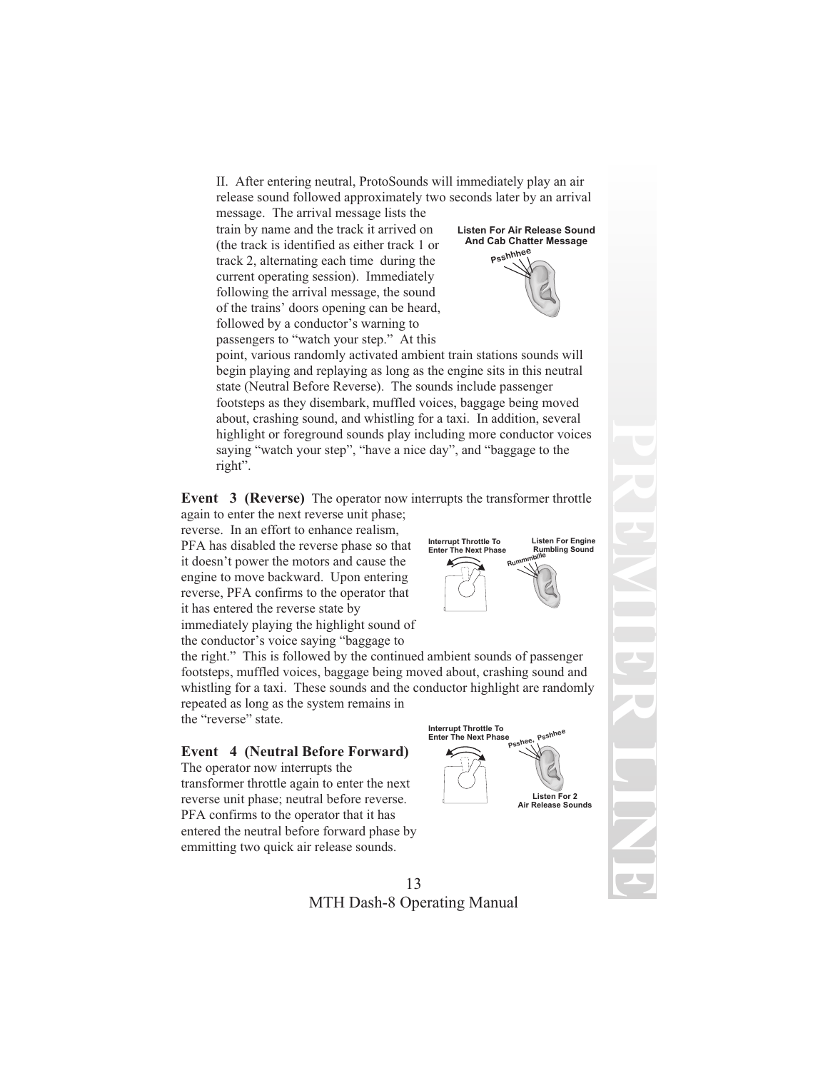II. After entering neutral, ProtoSounds will immediately play an air release sound followed approximately two seconds later by an arrival message. The arrival message lists the train by name and the track it arrived on (the track is identified as either track 1 or track 2, alternating each time during the current operating session). Immediately following the arrival message, the sound of the trains' doors opening can be heard, followed by a conductor's warning to passengers to "watch your step." At this point, various randomly activated ambient train stations sounds will begin playing and replaying as long as the engine sits in this neutral state (Neutral Before Reverse). The sounds include passenger footsteps as they disembark, muffled voices, baggage being moved about, crashing sound, and whistling for a taxi. In addition, several highlight or foreground sounds play including more conductor voices saying "watch your step", "have a nice day", and "baggage to the right".

Listen For Air Release Sound And Cab Chatter Message

Psshhhee

**Event 3 (Reverse)** The operator now interrupts the transformer throttle again to enter the next reverse unit phase; reverse. In an effort to enhance realism, PFA has disabled the reverse phase so that it doesn't power the motors and cause the engine to move backward. Upon entering reverse, PFA confirms to the operator that it has entered the reverse state by immediately playing the highlight sound of the conductor's voice saying "baggage to the right." This is followed by the continued ambient sounds of passenger footsteps, muffled voices, baggage being moved about, crashing sound and whistling for a taxi. These sounds and the conductor highlight are randomly repeated as long as the system remains in the "reverse" state.

Interrupt Throttle To Enter The Next Phase

Listen For Engine Rumbling Sound

Rummmblle

**Event 4 (Neutral Before Forward)**

The operator now interrupts the transformer throttle again to enter the next reverse unit phase; neutral before reverse. PFA confirms to the operator that it has entered the neutral before forward phase by emmitting two quick air release sounds.

Interrupt Throttle To Enter The Next Phase

Psshee, Psshhee

Listen For 2 Air Release Sounds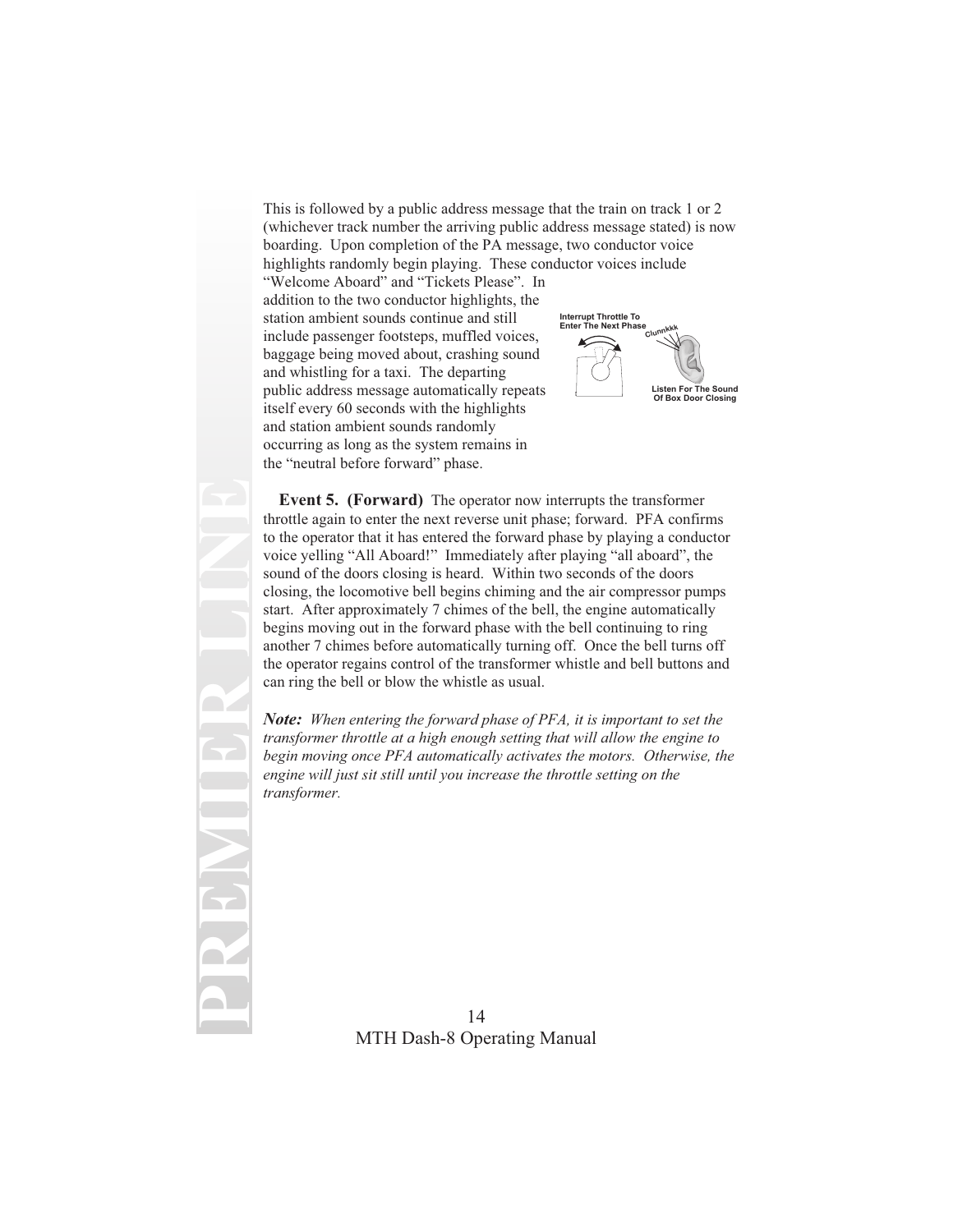This is followed by a public address message that the train on track 1 or 2 (whichever track number the arriving public address message stated) is now boarding. Upon completion of the PA message, two conductor voice highlights randomly begin playing. These conductor voices include "Welcome Aboard" and "Tickets Please". In addition to the two conductor highlights, the station ambient sounds continue and still include passenger footsteps, muffled voices, baggage being moved about, crashing sound and whistling for a taxi. The departing public address message automatically repeats itself every 60 seconds with the highlights and station ambient sounds randomly occurring as long as the system remains in the "neutral before forward" phase.

Interrupt Throttle To Enter The Next Phase

Clunnkkk

Listen For The Sound Of Box Door Closing

**Event 5. (Forward)** The operator now interrupts the transformer throttle again to enter the next reverse unit phase; forward. PFA confirms to the operator that it has entered the forward phase by playing a conductor voice yelling "All Aboard!" Immediately after playing "all aboard", the sound of the doors closing is heard. Within two seconds of the doors closing, the locomotive bell begins chiming and the air compressor pumps start. After approximately 7 chimes of the bell, the engine automatically begins moving out in the forward phase with the bell continuing to ring another 7 chimes before automatically turning off. Once the bell turns off the operator regains control of the transformer whistle and bell buttons and can ring the bell or blow the whistle as usual.

***Note:*** *When entering the forward phase of PFA, it is important to set the transformer throttle at a high enough setting that will allow the engine to begin moving once PFA automatically activates the motors. Otherwise, the engine will just sit still until you increase the throttle setting on the transformer.*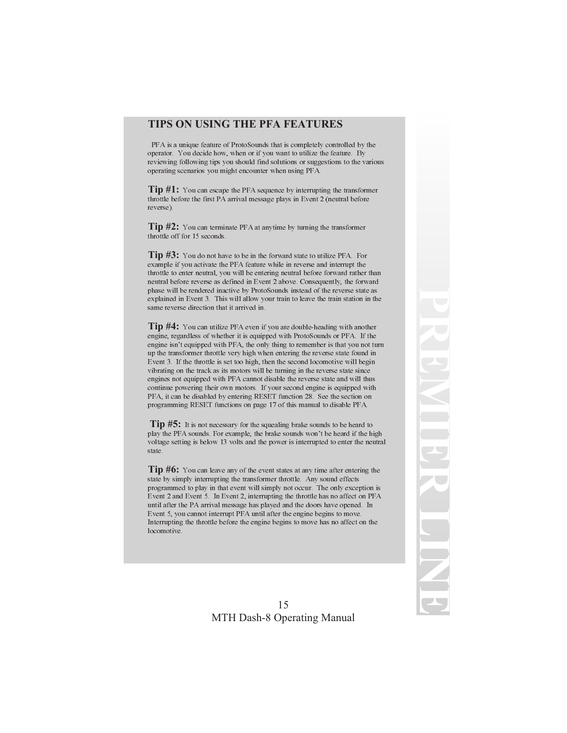## TIPS ON USING THE PFA FEATURES

PFA is a unique feature of ProtoSounds that is completely controlled by the operator. You decide how, when or if you want to utilize the feature. By reviewing following tips you should find solutions or suggestions to the various operating scenarios you might encounter when using PFA.

**Tip #1:** You can escape the PFA sequence by interrupting the transformer throttle before the first PA arrival message plays in Event 2 (neutral before reverse).

**Tip #2:** You can terminate PFA at anytime by turning the transformer throttle off for 15 seconds.

**Tip #3:** You do not have to be in the forward state to utilize PFA. For example if you activate the PFA feature while in reverse and interrupt the throttle to enter neutral, you will be entering neutral before forward rather than neutral before reverse as defined in Event 2 above. Consequently, the forward phase will be rendered inactive by ProtoSounds instead of the reverse state as explained in Event 3. This will allow your train to leave the train station in the same reverse direction that it arrived in.

**Tip #4:** You can utilize PFA even if you are double-heading with another engine, regardless of whether it is equipped with ProtoSounds or PFA. If the engine isn't equipped with PFA, the only thing to remember is that you not turn up the transformer throttle very high when entering the reverse state found in Event 3. If the throttle is set too high, then the second locomotive will begin vibrating on the track as its motors will be turning in the reverse state since engines not equipped with PFA cannot disable the reverse state and will thus continue powering their own motors. If your second engine is equipped with PFA, it can be disabled by entering RESET function 28. See the section on programming RESET functions on page 17 of this manual to disable PFA.

**Tip #5:** It is not necessary for the squealing brake sounds to be heard to play the PFA sounds. For example, the brake sounds won't be heard if the high voltage setting is below 13 volts and the power is interrupted to enter the neutral state.

**Tip #6:** You can leave any of the event states at any time after entering the state by simply interrupting the transformer throttle. Any sound effects programmed to play in that event will simply not occur. The only exception is Event 2 and Event 5. In Event 2, interrupting the throttle has no affect on PFA until after the PA arrival message has played and the doors have opened. In Event 5, you cannot interrupt PFA until after the engine begins to move. Interrupting the throttle before the engine begins to move has no affect on the locomotive.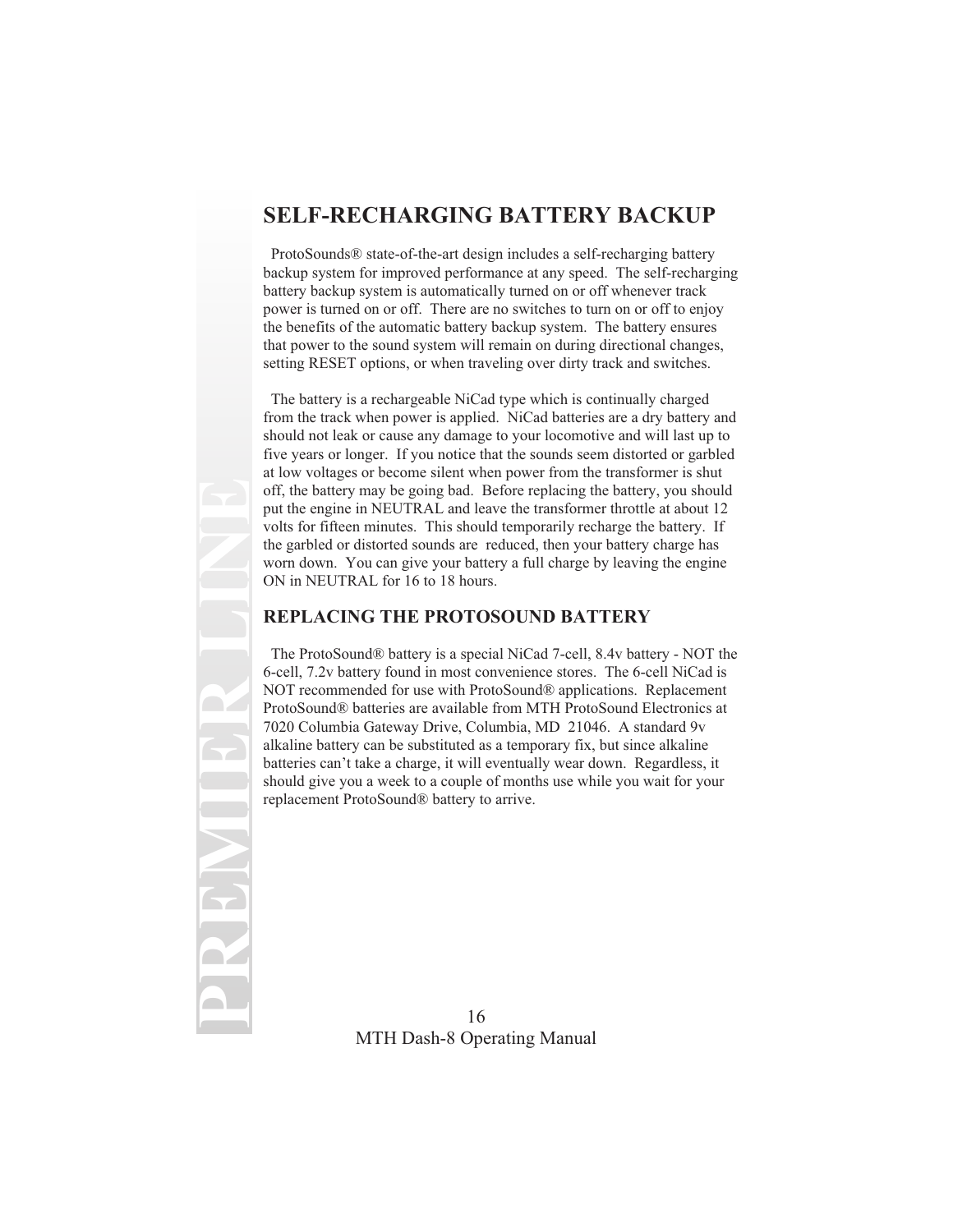## SELF-RECHARGING BATTERY BACKUP

ProtoSounds® state-of-the-art design includes a self-recharging battery backup system for improved performance at any speed. The self-recharging battery backup system is automatically turned on or off whenever track power is turned on or off. There are no switches to turn on or off to enjoy the benefits of the automatic battery backup system. The battery ensures that power to the sound system will remain on during directional changes, setting RESET options, or when traveling over dirty track and switches.

The battery is a rechargeable NiCad type which is continually charged from the track when power is applied. NiCad batteries are a dry battery and should not leak or cause any damage to your locomotive and will last up to five years or longer. If you notice that the sounds seem distorted or garbled at low voltages or become silent when power from the transformer is shut off, the battery may be going bad. Before replacing the battery, you should put the engine in NEUTRAL and leave the transformer throttle at about 12 volts for fifteen minutes. This should temporarily recharge the battery. If the garbled or distorted sounds are reduced, then your battery charge has worn down. You can give your battery a full charge by leaving the engine ON in NEUTRAL for 16 to 18 hours.

### REPLACING THE PROTOSOUND BATTERY

The ProtoSound® battery is a special NiCad 7-cell, 8.4v battery - NOT the 6-cell, 7.2v battery found in most convenience stores. The 6-cell NiCad is NOT recommended for use with ProtoSound® applications. Replacement ProtoSound® batteries are available from MTH ProtoSound Electronics at 7020 Columbia Gateway Drive, Columbia, MD 21046. A standard 9v alkaline battery can be substituted as a temporary fix, but since alkaline batteries can't take a charge, it will eventually wear down. Regardless, it should give you a week to a couple of months use while you wait for your replacement ProtoSound® battery to arrive.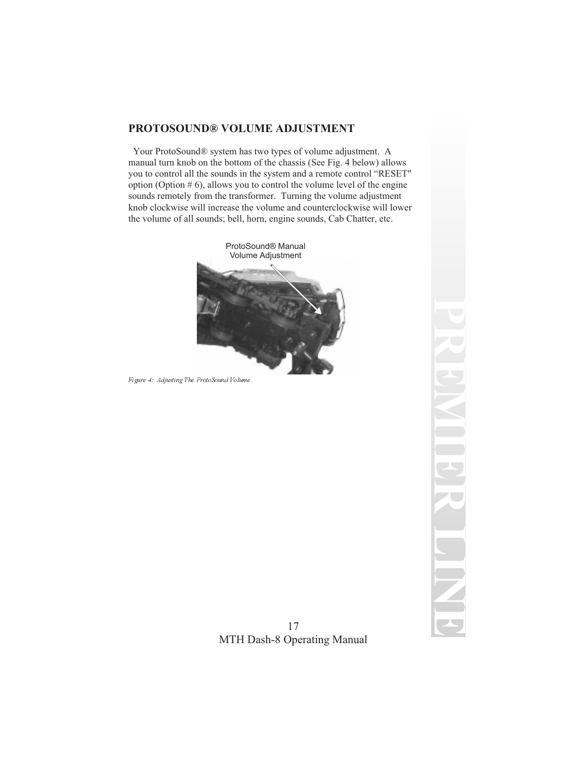## PROTOSOUND® VOLUME ADJUSTMENT

Your ProtoSound® system has two types of volume adjustment. A manual turn knob on the bottom of the chassis (See Fig. 4 below) allows you to control all the sounds in the system and a remote control "RESET" option (Option # 6), allows you to control the volume level of the engine sounds remotely from the transformer. Turning the volume adjustment knob clockwise will increase the volume and counterclockwise will lower the volume of all sounds; bell, horn, engine sounds, Cab Chatter, etc.

ProtoSound® Manual Volume Adjustment

*Figure 4: Adjusting The ProtoSound Volume*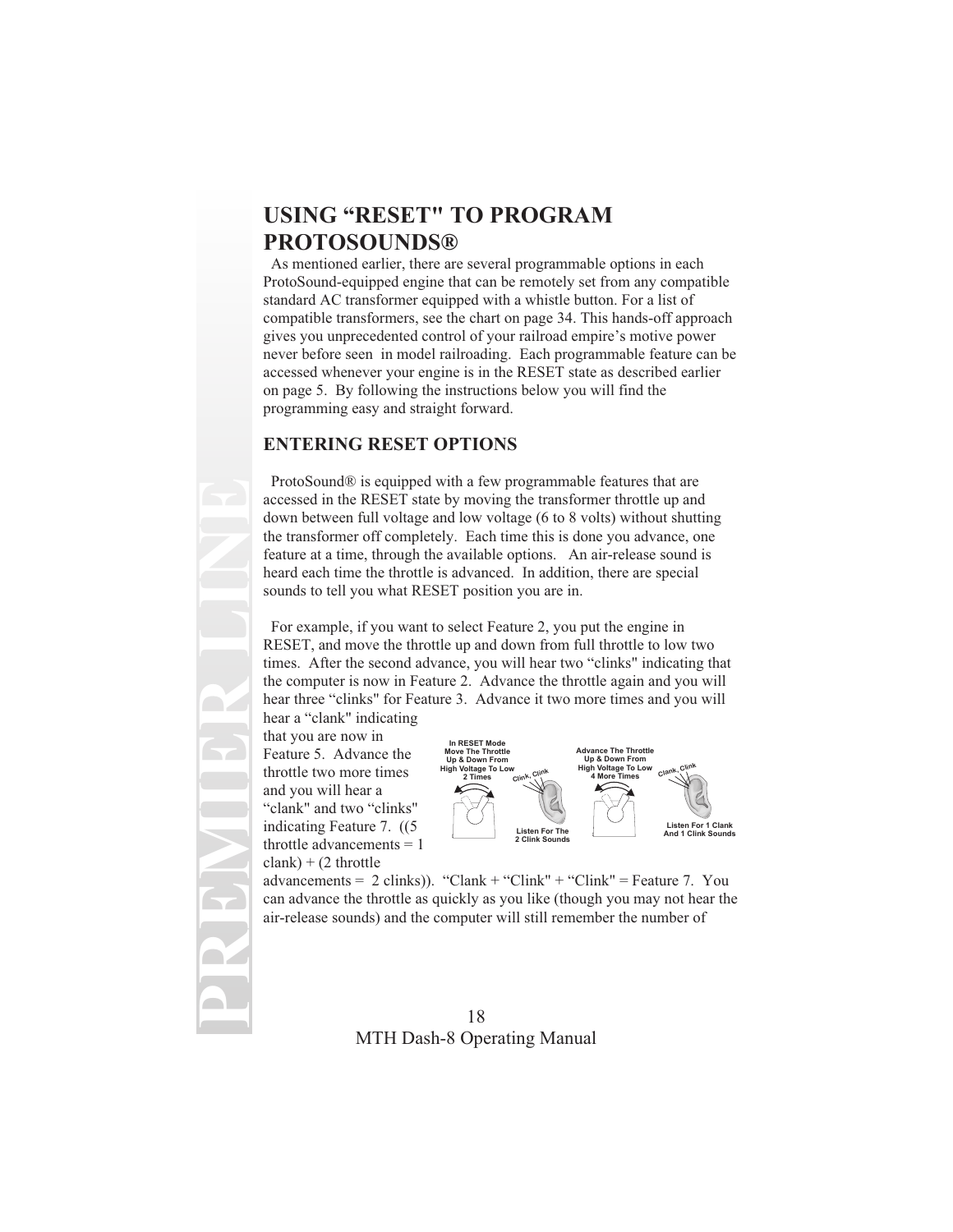# USING "RESET" TO PROGRAM PROTOSOUNDS®

As mentioned earlier, there are several programmable options in each ProtoSound-equipped engine that can be remotely set from any compatible standard AC transformer equipped with a whistle button. For a list of compatible transformers, see the chart on page 34. This hands-off approach gives you unprecedented control of your railroad empire's motive power never before seen in model railroading. Each programmable feature can be accessed whenever your engine is in the RESET state as described earlier on page 5. By following the instructions below you will find the programming easy and straight forward.

## ENTERING RESET OPTIONS

ProtoSound® is equipped with a few programmable features that are accessed in the RESET state by moving the transformer throttle up and down between full voltage and low voltage (6 to 8 volts) without shutting the transformer off completely. Each time this is done you advance, one feature at a time, through the available options. An air-release sound is heard each time the throttle is advanced. In addition, there are special sounds to tell you what RESET position you are in.

For example, if you want to select Feature 2, you put the engine in RESET, and move the throttle up and down from full throttle to low two times. After the second advance, you will hear two "clinks" indicating that the computer is now in Feature 2. Advance the throttle again and you will hear three "clinks" for Feature 3. Advance it two more times and you will hear a "clank" indicating that you are now in Feature 5. Advance the throttle two more times and you will hear a "clank" and two "clinks" indicating Feature 7. ((5 throttle advancements = 1 clank) + (2 throttle advancements = 2 clinks)). "Clank + "Clink" + "Clink" = Feature 7. You can advance the throttle as quickly as you like (though you may not hear the air-release sounds) and the computer will still remember the number of

In RESET Mode Move The Throttle Up & Down From High Voltage To Low 2 Times — Clink, Clink — Listen For The 2 Clink Sounds

Advance The Throttle Up & Down From High Voltage To Low 4 More Times — Clank, Clink — Listen For 1 Clank And 1 Clink Sounds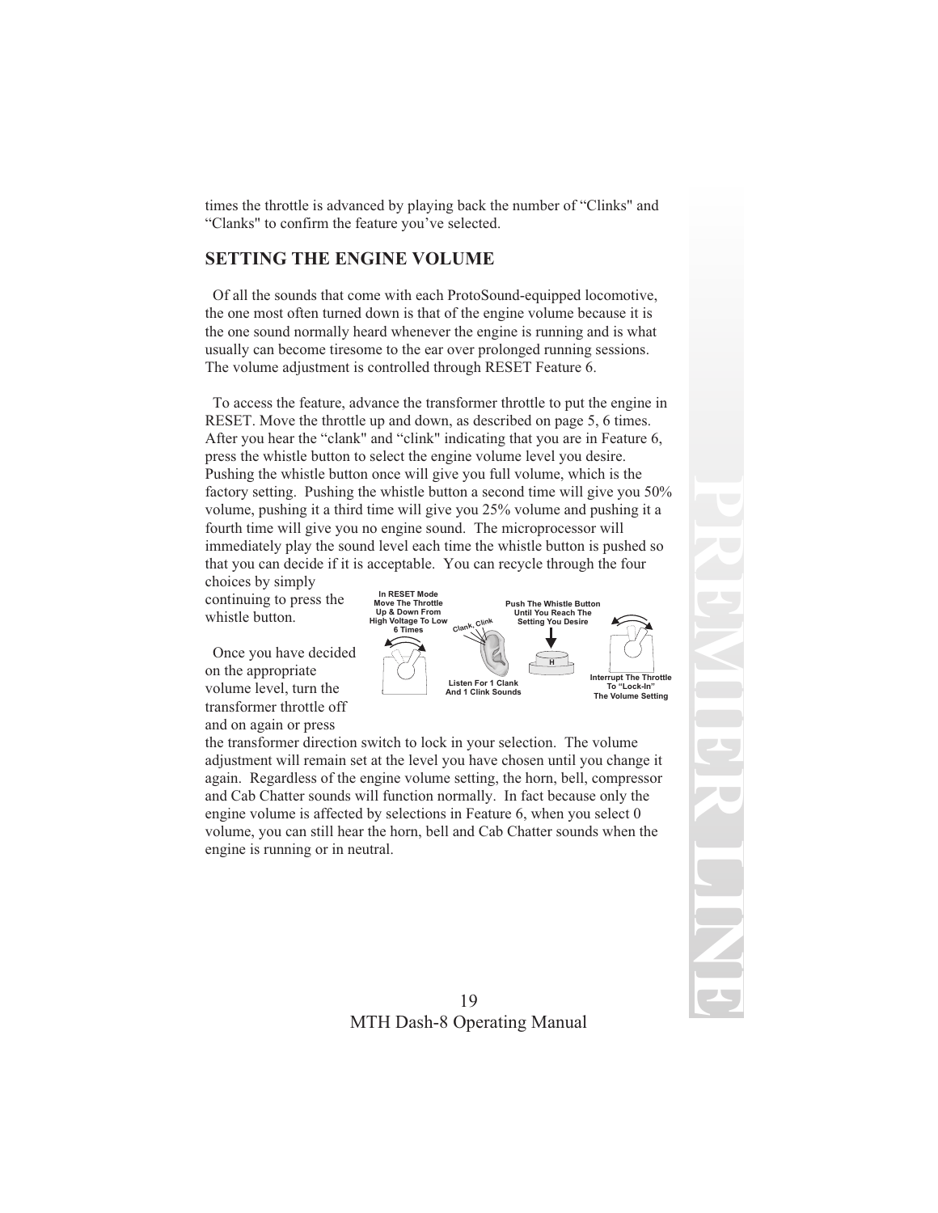times the throttle is advanced by playing back the number of “Clinks" and “Clanks" to confirm the feature you’ve selected.

## SETTING THE ENGINE VOLUME

Of all the sounds that come with each ProtoSound-equipped locomotive, the one most often turned down is that of the engine volume because it is the one sound normally heard whenever the engine is running and is what usually can become tiresome to the ear over prolonged running sessions. The volume adjustment is controlled through RESET Feature 6.

To access the feature, advance the transformer throttle to put the engine in RESET. Move the throttle up and down, as described on page 5, 6 times. After you hear the “clank" and “clink" indicating that you are in Feature 6, press the whistle button to select the engine volume level you desire. Pushing the whistle button once will give you full volume, which is the factory setting. Pushing the whistle button a second time will give you 50% volume, pushing it a third time will give you 25% volume and pushing it a fourth time will give you no engine sound. The microprocessor will immediately play the sound level each time the whistle button is pushed so that you can decide if it is acceptable. You can recycle through the four choices by simply continuing to press the whistle button.

In RESET Mode Move The Throttle Up & Down From High Voltage To Low 6 Times

Clank, Clink

Listen For 1 Clank And 1 Clink Sounds

Push The Whistle Button Until You Reach The Setting You Desire

Interrupt The Throttle To “Lock-In” The Volume Setting

Once you have decided on the appropriate volume level, turn the transformer throttle off and on again or press the transformer direction switch to lock in your selection. The volume adjustment will remain set at the level you have chosen until you change it again. Regardless of the engine volume setting, the horn, bell, compressor and Cab Chatter sounds will function normally. In fact because only the engine volume is affected by selections in Feature 6, when you select 0 volume, you can still hear the horn, bell and Cab Chatter sounds when the engine is running or in neutral.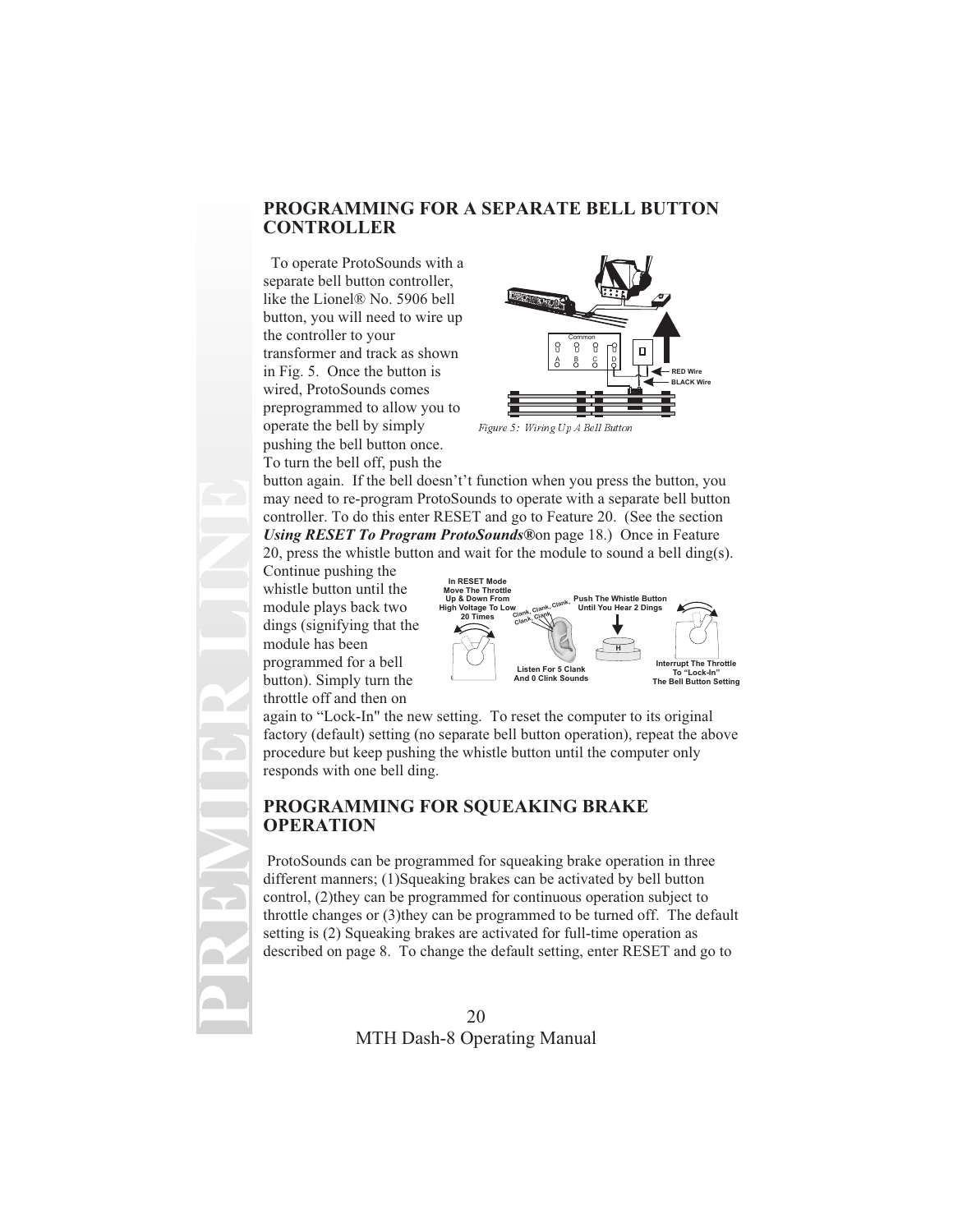## PROGRAMMING FOR A SEPARATE BELL BUTTON CONTROLLER

To operate ProtoSounds with a separate bell button controller, like the Lionel® No. 5906 bell button, you will need to wire up the controller to your transformer and track as shown in Fig. 5. Once the button is wired, ProtoSounds comes preprogrammed to allow you to operate the bell by simply pushing the bell button once. To turn the bell off, push the button again. If the bell doesn't't function when you press the button, you may need to re-program ProtoSounds to operate with a separate bell button controller. To do this enter RESET and go to Feature 20. (See the section ***Using RESET To Program ProtoSounds®***on page 18.) Once in Feature 20, press the whistle button and wait for the module to sound a bell ding(s). Continue pushing the whistle button until the module plays back two dings (signifying that the module has been programmed for a bell button). Simply turn the throttle off and then on again to "Lock-In" the new setting. To reset the computer to its original factory (default) setting (no separate bell button operation), repeat the above procedure but keep pushing the whistle button until the computer only responds with one bell ding.

*Figure 5: Wiring Up A Bell Button*

## PROGRAMMING FOR SQUEAKING BRAKE OPERATION

ProtoSounds can be programmed for squeaking brake operation in three different manners; (1)Squeaking brakes can be activated by bell button control, (2)they can be programmed for continuous operation subject to throttle changes or (3)they can be programmed to be turned off. The default setting is (2) Squeaking brakes are activated for full-time operation as described on page 8. To change the default setting, enter RESET and go to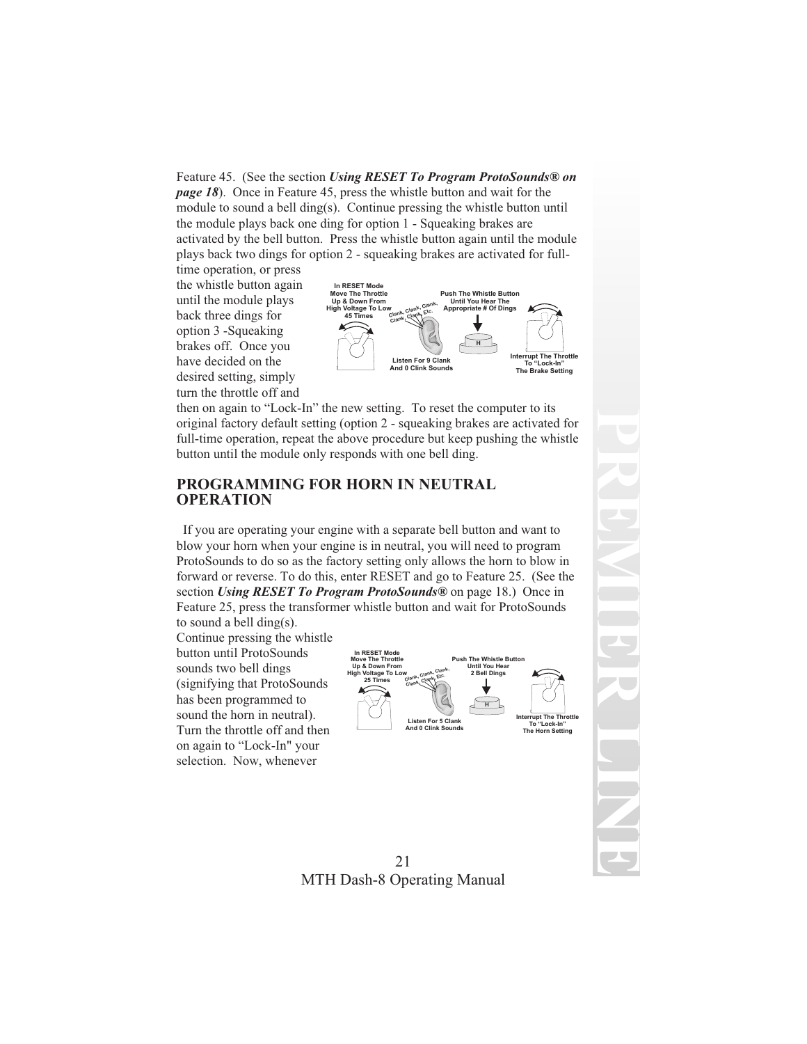Feature 45. (See the section ***Using RESET To Program ProtoSounds® on page 18***). Once in Feature 45, press the whistle button and wait for the module to sound a bell ding(s). Continue pressing the whistle button until the module plays back one ding for option 1 - Squeaking brakes are activated by the bell button. Press the whistle button again until the module plays back two dings for option 2 - squeaking brakes are activated for full-time operation, or press the whistle button again until the module plays back three dings for option 3 -Squeaking brakes off. Once you have decided on the desired setting, simply turn the throttle off and then on again to "Lock-In" the new setting. To reset the computer to its original factory default setting (option 2 - squeaking brakes are activated for full-time operation, repeat the above procedure but keep pushing the whistle button until the module only responds with one bell ding.

In RESET Mode Move The Throttle Up & Down From High Voltage To Low 45 Times

Clank, Clank, Clank, Clank, Clank, Etc.

Listen For 9 Clank And 0 Clink Sounds

Push The Whistle Button Until You Hear The Appropriate # Of Dings

Interrupt The Throttle To "Lock-In" The Brake Setting

## PROGRAMMING FOR HORN IN NEUTRAL OPERATION

If you are operating your engine with a separate bell button and want to blow your horn when your engine is in neutral, you will need to program ProtoSounds to do so as the factory setting only allows the horn to blow in forward or reverse. To do this, enter RESET and go to Feature 25. (See the section ***Using RESET To Program ProtoSounds®*** on page 18.) Once in Feature 25, press the transformer whistle button and wait for ProtoSounds to sound a bell ding(s).
Continue pressing the whistle button until ProtoSounds sounds two bell dings (signifying that ProtoSounds has been programmed to sound the horn in neutral). Turn the throttle off and then on again to "Lock-In" your selection. Now, whenever

In RESET Mode Move The Throttle Up & Down From High Voltage To Low 25 Times

Clank, Clank, Clank, Clank, Clank, Etc.

Listen For 5 Clank And 0 Clink Sounds

Push The Whistle Button Until You Hear 2 Bell Dings

Interrupt The Throttle To "Lock-In" The Horn Setting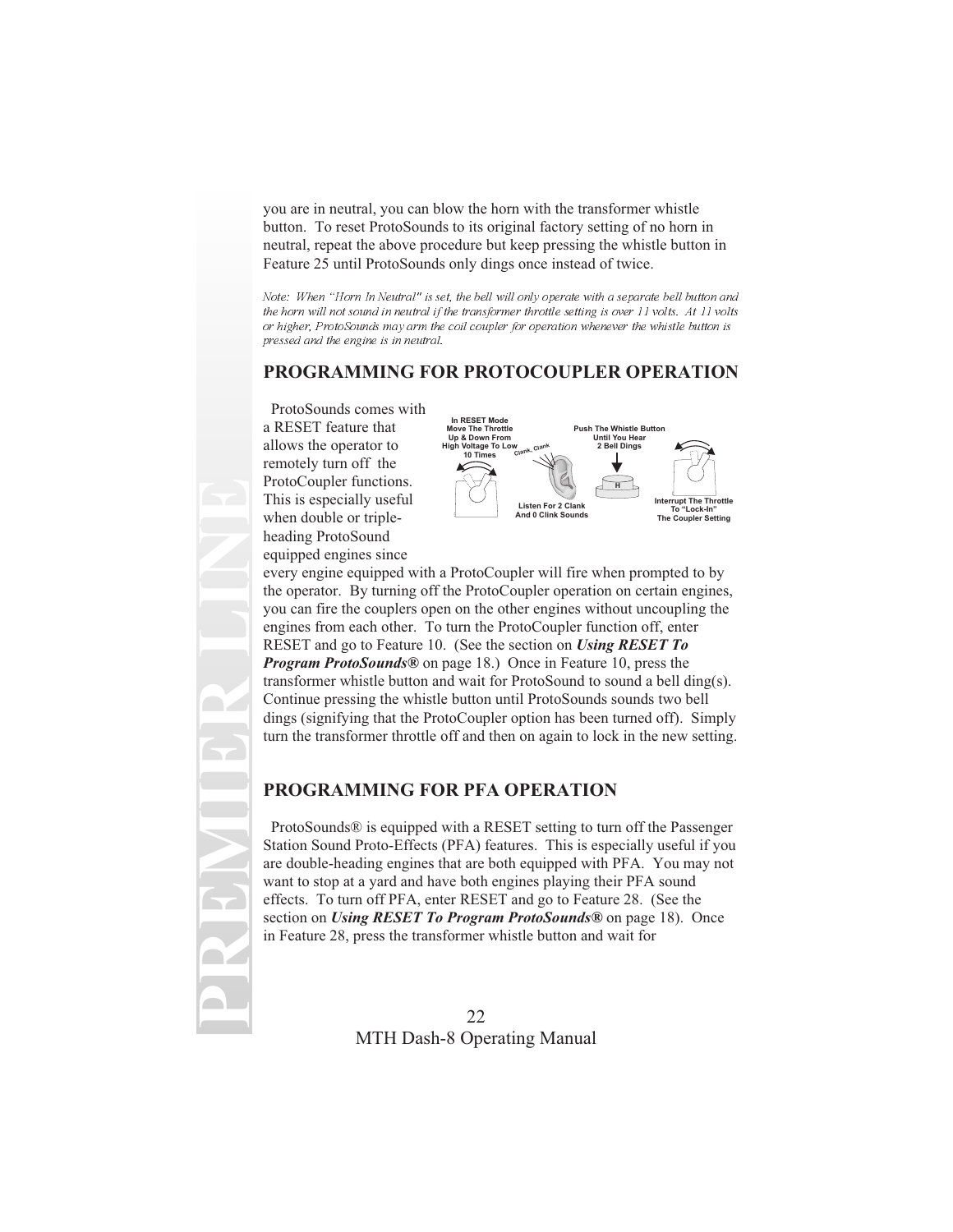you are in neutral, you can blow the horn with the transformer whistle button. To reset ProtoSounds to its original factory setting of no horn in neutral, repeat the above procedure but keep pressing the whistle button in Feature 25 until ProtoSounds only dings once instead of twice.

*Note: When "Horn In Neutral" is set, the bell will only operate with a separate bell button and the horn will not sound in neutral if the transformer throttle setting is over 11 volts. At 11 volts or higher, ProtoSounds may arm the coil coupler for operation whenever the whistle button is pressed and the engine is in neutral.*

## PROGRAMMING FOR PROTOCOUPLER OPERATION

In RESET Mode Move The Throttle Up & Down From High Voltage To Low 10 Times

Clank, Clank

Listen For 2 Clank And 0 Clink Sounds

Push The Whistle Button Until You Hear 2 Bell Dings

H

Interrupt The Throttle To "Lock-In" The Coupler Setting

ProtoSounds comes with a RESET feature that allows the operator to remotely turn off the ProtoCoupler functions. This is especially useful when double or triple-heading ProtoSound equipped engines since every engine equipped with a ProtoCoupler will fire when prompted to by the operator. By turning off the ProtoCoupler operation on certain engines, you can fire the couplers open on the other engines without uncoupling the engines from each other. To turn the ProtoCoupler function off, enter RESET and go to Feature 10. (See the section on ***Using RESET To Program ProtoSounds®*** on page 18.) Once in Feature 10, press the transformer whistle button and wait for ProtoSound to sound a bell ding(s). Continue pressing the whistle button until ProtoSounds sounds two bell dings (signifying that the ProtoCoupler option has been turned off). Simply turn the transformer throttle off and then on again to lock in the new setting.

## PROGRAMMING FOR PFA OPERATION

ProtoSounds® is equipped with a RESET setting to turn off the Passenger Station Sound Proto-Effects (PFA) features. This is especially useful if you are double-heading engines that are both equipped with PFA. You may not want to stop at a yard and have both engines playing their PFA sound effects. To turn off PFA, enter RESET and go to Feature 28. (See the section on ***Using RESET To Program ProtoSounds®*** on page 18). Once in Feature 28, press the transformer whistle button and wait for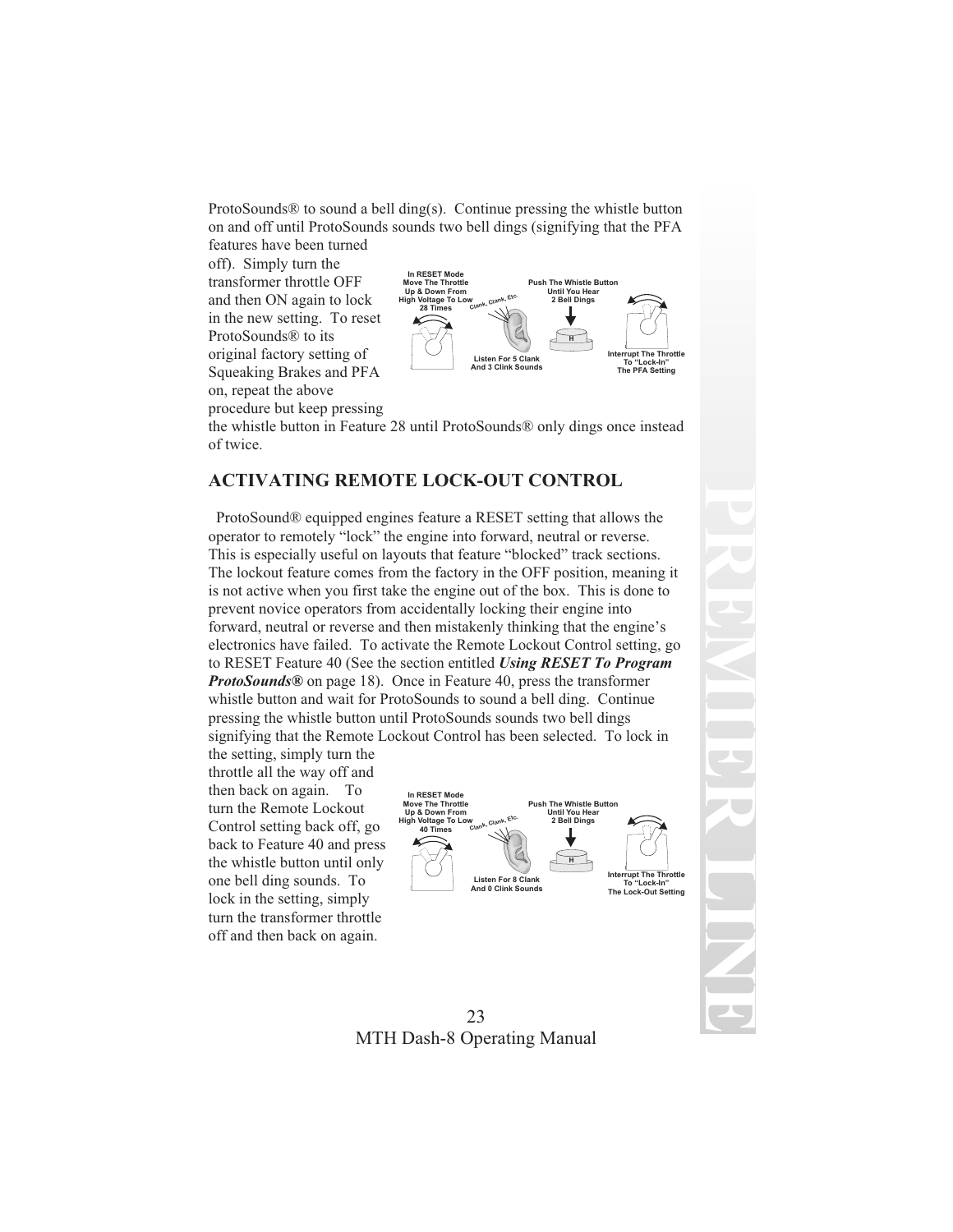ProtoSounds® to sound a bell ding(s). Continue pressing the whistle button on and off until ProtoSounds sounds two bell dings (signifying that the PFA features have been turned off). Simply turn the transformer throttle OFF and then ON again to lock in the new setting. To reset ProtoSounds® to its original factory setting of Squeaking Brakes and PFA on, repeat the above procedure but keep pressing the whistle button in Feature 28 until ProtoSounds® only dings once instead of twice.

In RESET Mode Move The Throttle Up & Down From High Voltage To Low 28 Times

Clank, Clank, Etc.

Listen For 5 Clank And 3 Clink Sounds

Push The Whistle Button Until You Hear 2 Bell Dings

Interrupt The Throttle To "Lock-In" The PFA Setting

## ACTIVATING REMOTE LOCK-OUT CONTROL

ProtoSound® equipped engines feature a RESET setting that allows the operator to remotely "lock" the engine into forward, neutral or reverse. This is especially useful on layouts that feature "blocked" track sections. The lockout feature comes from the factory in the OFF position, meaning it is not active when you first take the engine out of the box. This is done to prevent novice operators from accidentally locking their engine into forward, neutral or reverse and then mistakenly thinking that the engine's electronics have failed. To activate the Remote Lockout Control setting, go to RESET Feature 40 (See the section entitled ***Using RESET To Program ProtoSounds®*** on page 18). Once in Feature 40, press the transformer whistle button and wait for ProtoSounds to sound a bell ding. Continue pressing the whistle button until ProtoSounds sounds two bell dings signifying that the Remote Lockout Control has been selected. To lock in the setting, simply turn the throttle all the way off and then back on again. To turn the Remote Lockout Control setting back off, go back to Feature 40 and press the whistle button until only one bell ding sounds. To lock in the setting, simply turn the transformer throttle off and then back on again.

In RESET Mode Move The Throttle Up & Down From High Voltage To Low 40 Times

Clank, Clank, Etc.

Listen For 8 Clank And 0 Clink Sounds

Push The Whistle Button Until You Hear 2 Bell Dings

Interrupt The Throttle To "Lock-In" The Lock-Out Setting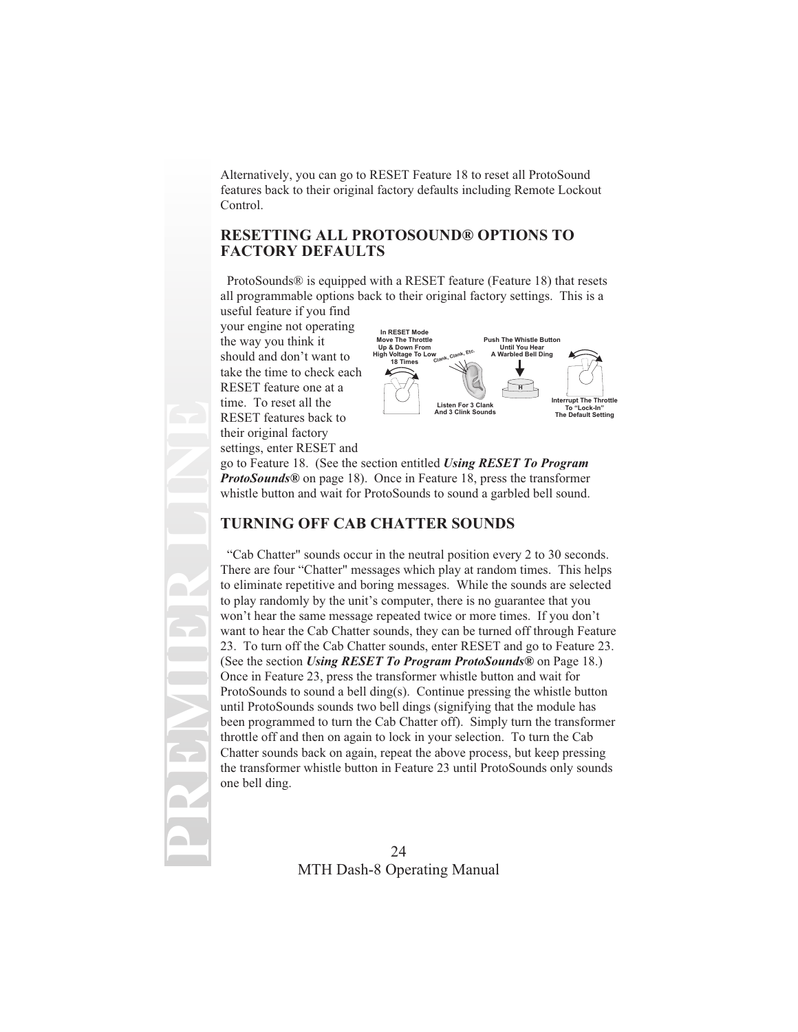Alternatively, you can go to RESET Feature 18 to reset all ProtoSound features back to their original factory defaults including Remote Lockout Control.

## RESETTING ALL PROTOSOUND® OPTIONS TO FACTORY DEFAULTS

ProtoSounds® is equipped with a RESET feature (Feature 18) that resets all programmable options back to their original factory settings. This is a useful feature if you find your engine not operating the way you think it should and don't want to take the time to check each RESET feature one at a time. To reset all the RESET features back to their original factory settings, enter RESET and go to Feature 18. (See the section entitled ***Using RESET To Program ProtoSounds®*** on page 18). Once in Feature 18, press the transformer whistle button and wait for ProtoSounds to sound a garbled bell sound.

In RESET Mode Move The Throttle Up & Down From High Voltage To Low 18 Times

Clank, Clank, Etc.

Listen For 3 Clank And 3 Clink Sounds

Push The Whistle Button Until You Hear A Warbled Bell Ding

H

Interrupt The Throttle To "Lock-In" The Default Setting

## TURNING OFF CAB CHATTER SOUNDS

"Cab Chatter" sounds occur in the neutral position every 2 to 30 seconds. There are four "Chatter" messages which play at random times. This helps to eliminate repetitive and boring messages. While the sounds are selected to play randomly by the unit's computer, there is no guarantee that you won't hear the same message repeated twice or more times. If you don't want to hear the Cab Chatter sounds, they can be turned off through Feature 23. To turn off the Cab Chatter sounds, enter RESET and go to Feature 23. (See the section ***Using RESET To Program ProtoSounds®*** on Page 18.) Once in Feature 23, press the transformer whistle button and wait for ProtoSounds to sound a bell ding(s). Continue pressing the whistle button until ProtoSounds sounds two bell dings (signifying that the module has been programmed to turn the Cab Chatter off). Simply turn the transformer throttle off and then on again to lock in your selection. To turn the Cab Chatter sounds back on again, repeat the above process, but keep pressing the transformer whistle button in Feature 23 until ProtoSounds only sounds one bell ding.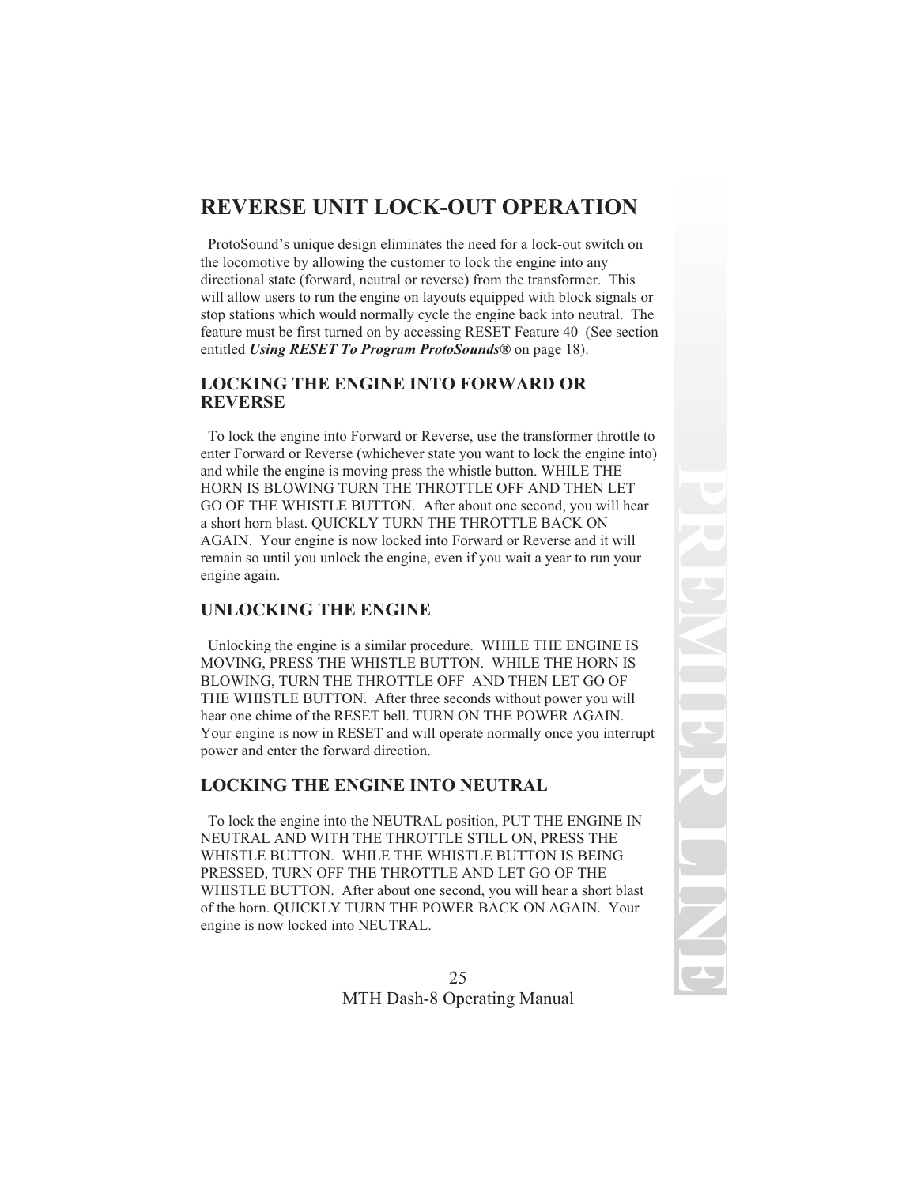# REVERSE UNIT LOCK-OUT OPERATION

ProtoSound's unique design eliminates the need for a lock-out switch on the locomotive by allowing the customer to lock the engine into any directional state (forward, neutral or reverse) from the transformer. This will allow users to run the engine on layouts equipped with block signals or stop stations which would normally cycle the engine back into neutral. The feature must be first turned on by accessing RESET Feature 40 (See section entitled ***Using RESET To Program ProtoSounds®*** on page 18).

## LOCKING THE ENGINE INTO FORWARD OR REVERSE

To lock the engine into Forward or Reverse, use the transformer throttle to enter Forward or Reverse (whichever state you want to lock the engine into) and while the engine is moving press the whistle button. WHILE THE HORN IS BLOWING TURN THE THROTTLE OFF AND THEN LET GO OF THE WHISTLE BUTTON. After about one second, you will hear a short horn blast. QUICKLY TURN THE THROTTLE BACK ON AGAIN. Your engine is now locked into Forward or Reverse and it will remain so until you unlock the engine, even if you wait a year to run your engine again.

## UNLOCKING THE ENGINE

Unlocking the engine is a similar procedure. WHILE THE ENGINE IS MOVING, PRESS THE WHISTLE BUTTON. WHILE THE HORN IS BLOWING, TURN THE THROTTLE OFF AND THEN LET GO OF THE WHISTLE BUTTON. After three seconds without power you will hear one chime of the RESET bell. TURN ON THE POWER AGAIN. Your engine is now in RESET and will operate normally once you interrupt power and enter the forward direction.

## LOCKING THE ENGINE INTO NEUTRAL

To lock the engine into the NEUTRAL position, PUT THE ENGINE IN NEUTRAL AND WITH THE THROTTLE STILL ON, PRESS THE WHISTLE BUTTON. WHILE THE WHISTLE BUTTON IS BEING PRESSED, TURN OFF THE THROTTLE AND LET GO OF THE WHISTLE BUTTON. After about one second, you will hear a short blast of the horn. QUICKLY TURN THE POWER BACK ON AGAIN. Your engine is now locked into NEUTRAL.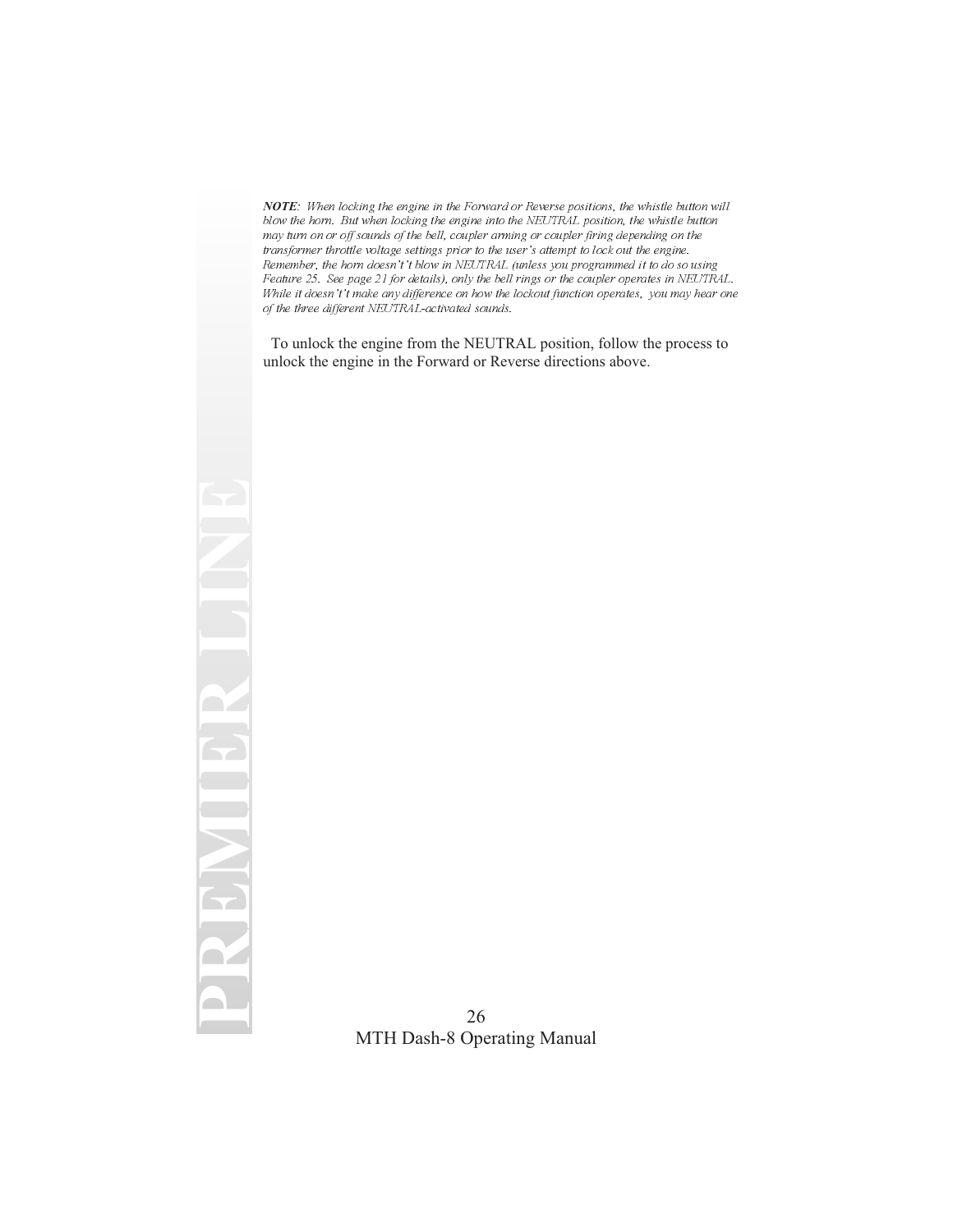***NOTE***: *When locking the engine in the Forward or Reverse positions, the whistle button will blow the horn. But when locking the engine into the NEUTRAL position, the whistle button may turn on or off sounds of the bell, coupler arming or coupler firing depending on the transformer throttle voltage settings prior to the user's attempt to lock out the engine. Remember, the horn doesn't't blow in NEUTRAL (unless you programmed it to do so using Feature 25. See page 21 for details), only the bell rings or the coupler operates in NEUTRAL. While it doesn't't make any difference on how the lockout function operates, you may hear one of the three different NEUTRAL-activated sounds.*

To unlock the engine from the NEUTRAL position, follow the process to unlock the engine in the Forward or Reverse directions above.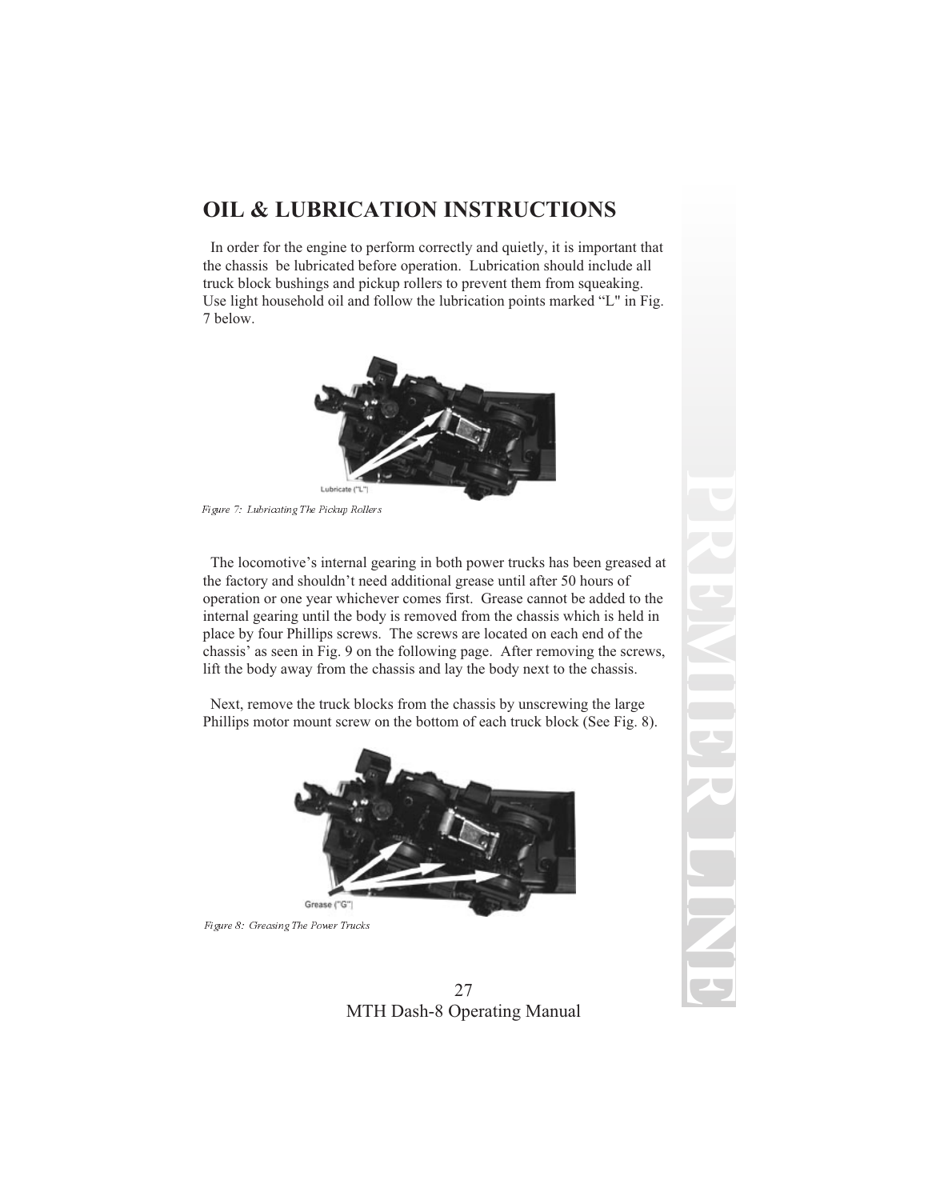# OIL & LUBRICATION INSTRUCTIONS

In order for the engine to perform correctly and quietly, it is important that the chassis be lubricated before operation. Lubrication should include all truck block bushings and pickup rollers to prevent them from squeaking. Use light household oil and follow the lubrication points marked "L" in Fig. 7 below.

Lubricate ("L")

*Figure 7: Lubricating The Pickup Rollers*

The locomotive's internal gearing in both power trucks has been greased at the factory and shouldn't need additional grease until after 50 hours of operation or one year whichever comes first. Grease cannot be added to the internal gearing until the body is removed from the chassis which is held in place by four Phillips screws. The screws are located on each end of the chassis' as seen in Fig. 9 on the following page. After removing the screws, lift the body away from the chassis and lay the body next to the chassis.

Next, remove the truck blocks from the chassis by unscrewing the large Phillips motor mount screw on the bottom of each truck block (See Fig. 8).

Grease ("G")

*Figure 8: Greasing The Power Trucks*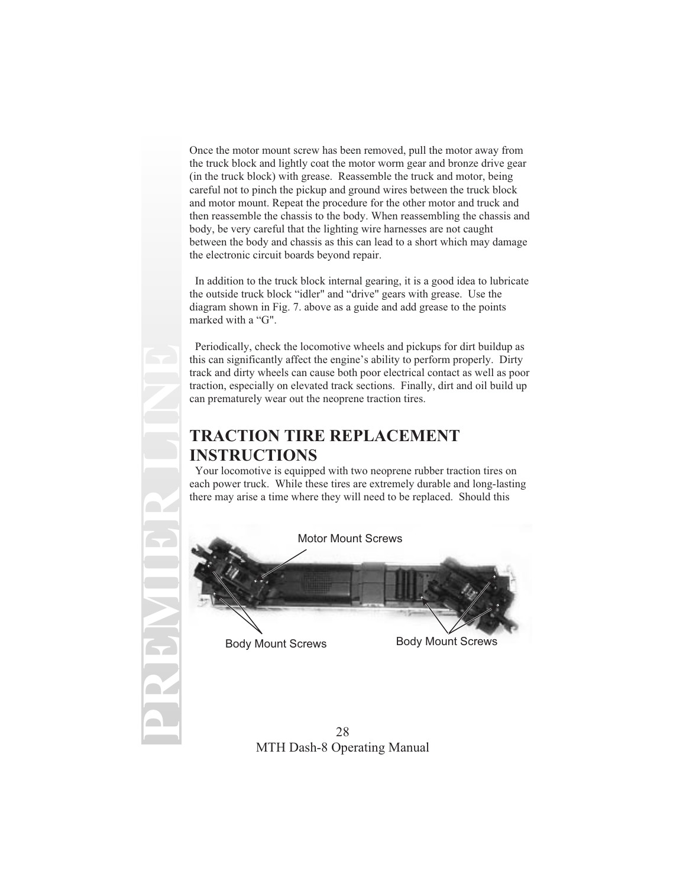Once the motor mount screw has been removed, pull the motor away from the truck block and lightly coat the motor worm gear and bronze drive gear (in the truck block) with grease. Reassemble the truck and motor, being careful not to pinch the pickup and ground wires between the truck block and motor mount. Repeat the procedure for the other motor and truck and then reassemble the chassis to the body. When reassembling the chassis and body, be very careful that the lighting wire harnesses are not caught between the body and chassis as this can lead to a short which may damage the electronic circuit boards beyond repair.

In addition to the truck block internal gearing, it is a good idea to lubricate the outside truck block "idler" and "drive" gears with grease. Use the diagram shown in Fig. 7. above as a guide and add grease to the points marked with a "G".

Periodically, check the locomotive wheels and pickups for dirt buildup as this can significantly affect the engine's ability to perform properly. Dirty track and dirty wheels can cause both poor electrical contact as well as poor traction, especially on elevated track sections. Finally, dirt and oil build up can prematurely wear out the neoprene traction tires.

## TRACTION TIRE REPLACEMENT INSTRUCTIONS

Your locomotive is equipped with two neoprene rubber traction tires on each power truck. While these tires are extremely durable and long-lasting there may arise a time where they will need to be replaced. Should this

Motor Mount Screws

Body Mount Screws

Body Mount Screws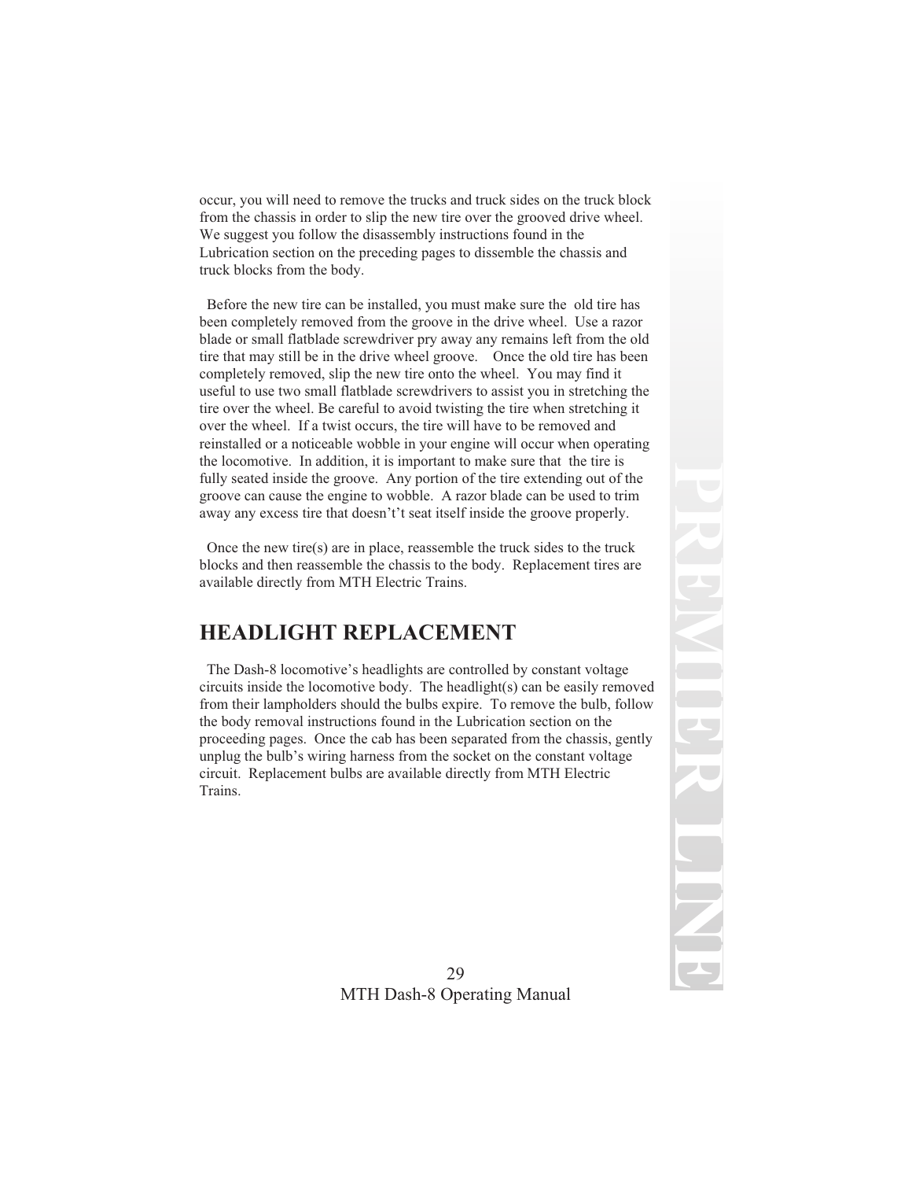occur, you will need to remove the trucks and truck sides on the truck block from the chassis in order to slip the new tire over the grooved drive wheel. We suggest you follow the disassembly instructions found in the Lubrication section on the preceding pages to dissemble the chassis and truck blocks from the body.

Before the new tire can be installed, you must make sure the old tire has been completely removed from the groove in the drive wheel. Use a razor blade or small flatblade screwdriver pry away any remains left from the old tire that may still be in the drive wheel groove. Once the old tire has been completely removed, slip the new tire onto the wheel. You may find it useful to use two small flatblade screwdrivers to assist you in stretching the tire over the wheel. Be careful to avoid twisting the tire when stretching it over the wheel. If a twist occurs, the tire will have to be removed and reinstalled or a noticeable wobble in your engine will occur when operating the locomotive. In addition, it is important to make sure that the tire is fully seated inside the groove. Any portion of the tire extending out of the groove can cause the engine to wobble. A razor blade can be used to trim away any excess tire that doesn't't seat itself inside the groove properly.

Once the new tire(s) are in place, reassemble the truck sides to the truck blocks and then reassemble the chassis to the body. Replacement tires are available directly from MTH Electric Trains.

## HEADLIGHT REPLACEMENT

The Dash-8 locomotive's headlights are controlled by constant voltage circuits inside the locomotive body. The headlight(s) can be easily removed from their lampholders should the bulbs expire. To remove the bulb, follow the body removal instructions found in the Lubrication section on the proceeding pages. Once the cab has been separated from the chassis, gently unplug the bulb's wiring harness from the socket on the constant voltage circuit. Replacement bulbs are available directly from MTH Electric Trains.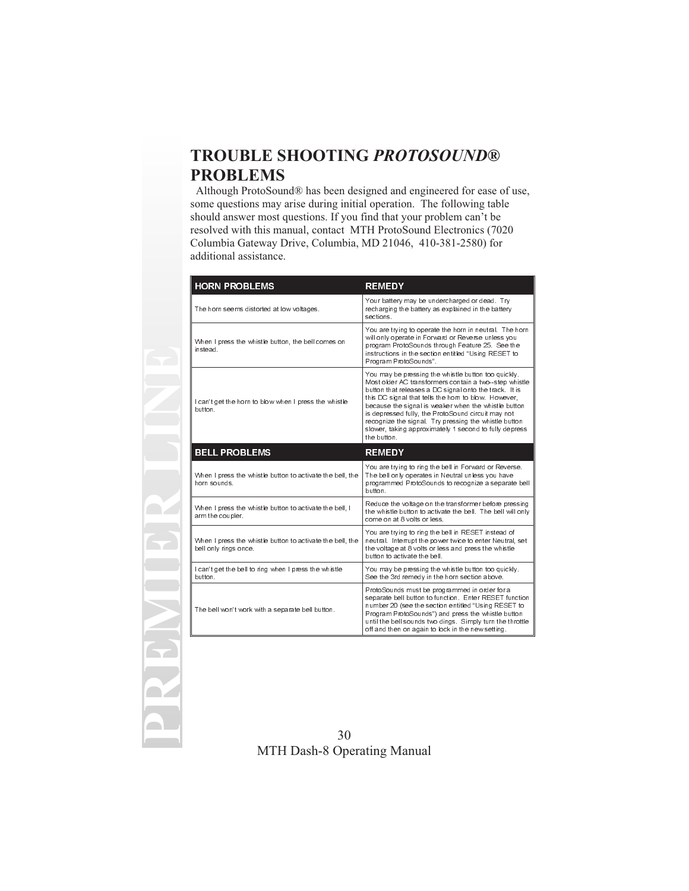# TROUBLE SHOOTING *PROTOSOUND®* PROBLEMS

Although ProtoSound® has been designed and engineered for ease of use, some questions may arise during initial operation. The following table should answer most questions. If you find that your problem can't be resolved with this manual, contact MTH ProtoSound Electronics (7020 Columbia Gateway Drive, Columbia, MD 21046, 410-381-2580) for additional assistance.

| HORN PROBLEMS | REMEDY |
|---|---|
| The horn seems distorted at low voltages. | Your battery may be undercharged or dead. Try recharging the battery as explained in the battery sections. |
| When I press the whistle button, the bell comes on instead. | You are trying to operate the horn in neutral. The horn will only operate in Forward or Reverse unless you program ProtoSounds through Feature 25. See the instructions in the section entitled "Using RESET to Program ProtoSounds". |
| I can't get the horn to blow when I press the whistle button. | You may be pressing the whistle button too quickly. Most older AC transformers contain a two--step whistle button that releases a DC signal onto the track. It is this DC signal that tells the horn to blow. However, because the signal is weaker when the whistle button is depressed fully, the ProtoSound circuit may not recognize the signal. Try pressing the whistle button slower, taking approximately 1 second to fully depress the button. |
| **BELL PROBLEMS** | **REMEDY** |
| When I press the whistle button to activate the bell, the horn sounds. | You are trying to ring the bell in Forward or Reverse. The bell only operates in Neutral unless you have programmed ProtoSounds to recognize a separate bell button. |
| When I press the whistle button to activate the bell, I arm the coupler. | Reduce the voltage on the transformer before pressing the whistle button to activate the bell. The bell will only come on at 8 volts or less. |
| When I press the whistle button to activate the bell, the bell only rings once. | You are trying to ring the bell in RESET instead of neutral. Interrupt the power twice to enter Neutral, set the voltage at 8 volts or less and press the whistle button to activate the bell. |
| I can't get the bell to ring when I press the whistle button. | You may be pressing the whistle button too quickly. See the 3rd remedy in the horn section above. |
| The bell won't work with a separate bell button. | ProtoSounds must be programmed in order for a separate bell button to function. Enter RESET function number 20 (see the section entitled "Using RESET to Program ProtoSounds") and press the whistle button until the bell sounds two dings. Simply turn the throttle off and then on again to lock in the new setting. |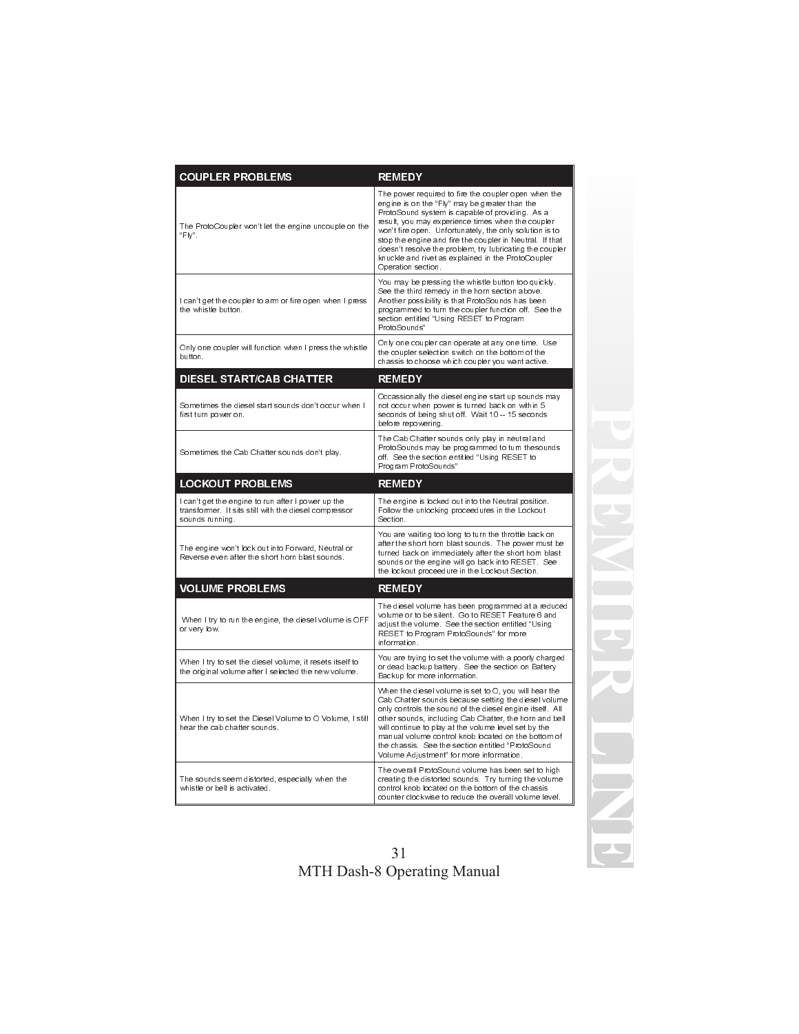| COUPLER PROBLEMS | REMEDY |
|---|---|
| The ProtoCoupler won't let the engine uncouple on the "Fly". | The power required to fire the coupler open when the engine is on the "Fly" may be greater than the ProtoSound system is capable of providing. As a result, you may experience times when the coupler won't fire open. Unfortunately, the only solution is to stop the engine and fire the coupler in Neutral. If that doesn't resolve the problem, try lubricating the coupler knuckle and rivet as explained in the ProtoCoupler Operation section. |
| I can't get the coupler to arm or fire open when I press the whistle button. | You may be pressing the whistle button too quickly. See the third remedy in the horn section above. Another possibility is that ProtoSounds has been programmed to turn the coupler function off. See the section entitled "Using RESET to Program ProtoSounds" |
| Only one coupler will function when I press the whistle button. | Only one coupler can operate at any one time. Use the coupler selection switch on the bottom of the chassis to choose which coupler you want active. |

| DIESEL START/CAB CHATTER | REMEDY |
|---|---|
| Sometimes the diesel start sounds don't occur when I first turn power on. | Occassionally the diesel engine start up sounds may not occur when power is turned back on within 5 seconds of being shut off. Wait 10 -- 15 seconds before repowering. |
| Sometimes the Cab Chatter sounds don't play. | The Cab Chatter sounds only play in neutral and ProtoSounds may be programmed to turn thesounds off. See the section entitled "Using RESET to Program ProtoSounds" |

| LOCKOUT PROBLEMS | REMEDY |
|---|---|
| I can't get the engine to run after I power up the transformer. It sits still with the diesel compressor sounds running. | The engine is locked out into the Neutral position. Follow the unlocking proceedures in the Lockout Section. |
| The engine won't lock out into Forward, Neutral or Reverse even after the short horn blast sounds. | You are waiting too long to turn the throttle back on after the short horn blast sounds. The power must be turned back on immediately after the short horn blast sounds or the engine will go back into RESET. See the lockout proceedure in the Lockout Section. |

| VOLUME PROBLEMS | REMEDY |
|---|---|
| When I try to run the engine, the diesel volume is OFF or very low. | The diesel volume has been programmed at a reduced volume or to be silent. Go to RESET Feature 6 and adjust the volume. See the section entitled "Using RESET to Program ProtoSounds" for more information. |
| When I try to set the diesel volume, it resets itself to the original volume after I selected the new volume. | You are trying to set the volume with a poorly charged or dead backup battery. See the section on Battery Backup for more information. |
| When I try to set the Diesel Volume to O Volume, I still hear the cab chatter sounds. | When the diesel volume is set to O, you will hear the Cab Chatter sounds because setting the diesel volume only controls the sound of the diesel engine itself. All other sounds, including Cab Chatter, the horn and bell will continue to play at the volume level set by the manual volume control knob located on the bottom of the chassis. See the section entitled "ProtoSound Volume Adjustment" for more information. |
| The sounds seem distorted, especially when the whistle or bell is activated. | The overall ProtoSound volume has been set to high creating the distorted sounds. Try turning the volume control knob located on the bottom of the chassis counter clockwise to reduce the overall volume level. |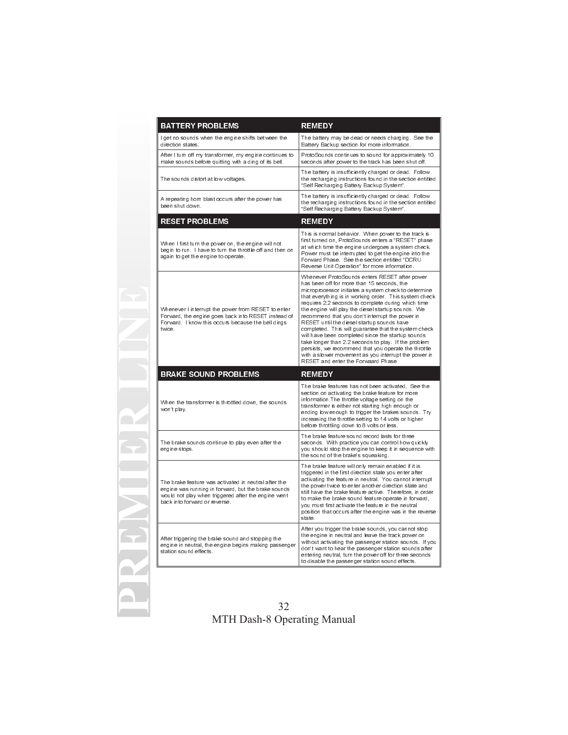| BATTERY PROBLEMS | REMEDY |
|---|---|
| I get no sounds when the engine shifts between the direction states. | The battery may be dead or needs charging. See the Battery Backup section for more information. |
| After I turn off my transformer, my engine continues to make sounds before quitting with a ding of its bell. | ProtoSounds continues to sound for approximately 10 seconds after power to the track has been shut off. |
| The sounds distort at low voltages. | The battery is insufficiently charged or dead. Follow the recharging instructions found in the section entitled "Self Recharging Battery Backup System". |
| A repeating horn blast occurs after the power has been shut down. | The battery is insufficiently charged or dead. Follow the recharging instructions found in the section entitled "Self Recharging Battery Backup System". |
| **RESET PROBLEMS** | **REMEDY** |
| When I first turn the power on, the engine will not begin to run. I have to turn the throttle off and then on again to get the engine to operate. | This is normal behavior. When power to the track is first turned on, ProtoSounds enters a "RESET" phase at which time the engine undergoes a system check. Power must be interrupted to get the engine into the Forward Phase. See the section entitled "DCRU Reverse Unit Operation" for more information. |
| Whenever I interrupt the power from RESET to enter Forward, the engine goes back into RESET instead of Forward. I know this occurs because the bell dings twice. | Whenever ProtoSounds enters RESET after power has been off for more than 15 seconds, the microprocessor initiates a system check to determine that everything is in working order. This system check requires 2.2 seconds to complete during which time the engine will play the diesel startup sounds. We recommend that you don't interrupt the power in RESET until the diesel startup sounds have completed. This will guarantee that the system check will have been completed since the startup sounds take longer than 2.2 seconds to play. If the problem persists, we recommend that you operate the throttle with a slower movement as you interrupt the power in RESET and enter the Forwaard Phase |
| **BRAKE SOUND PROBLEMS** | **REMEDY** |
| When the transformer is throttled down, the sounds won't play. | The brake features has not been activated. See the section on activating the brake feature for more information.The throttle voltage setting on the transformer is either not starting high enough or ending low enough to trigger the brakes sounds. Try increasing the throttle setting to 14 volts or higher before throttling down to 8 volts or less. |
| The brake sounds continue to play even after the engine stops. | The brake feature sound record lasts for three seconds. With practice you can control how quickly you should stop the engine to keep it in sequence with the sound of the brake's squeaking. |
| The brake feature was activated in neutral after the engine was running in forward, but the brake sounds would not play when triggered after the engine went back into forward or reverse. | The brake feature will only remain enabled if it is triggered in the first direction state you enter after activating the feature in neutral. You cannot interrupt the power twice to enter another direction state and still have the brake feature active. Therefore, in order to make the brake sound feature operate in forward, you must first activate the feature in the neutral position that occurs after the engine was in the reverse state. |
| After triggering the brake sound and stopping the engine in neutral, the engine begins making passenger station sound effects. | After you trigger the brake sounds, you cannot stop the engine in neutral and leave the track power on without activating the passenger station sounds. If you don't want to hear the passenger station sounds after entering neutral, turn the power off for three seconds to disable the passenger station sound effects. |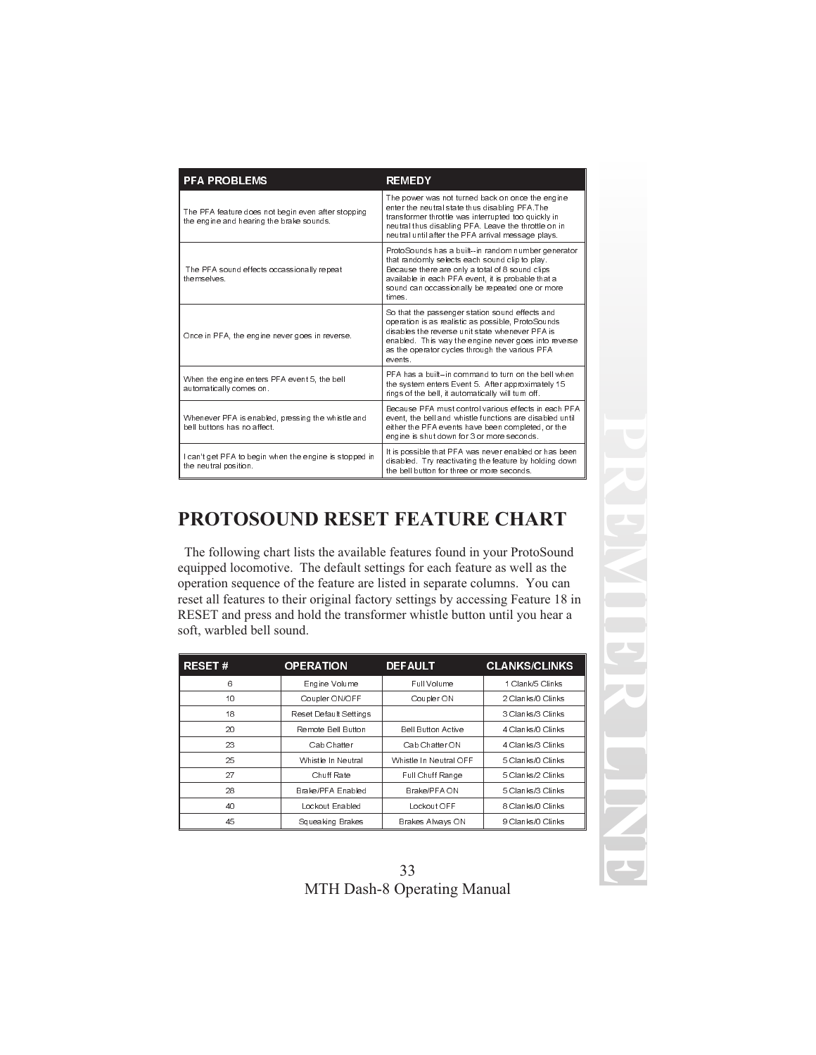| PFA PROBLEMS | REMEDY |
|---|---|
| The PFA feature does not begin even after stopping the engine and hearing the brake sounds. | The power was not turned back on once the engine enter the neutral state thus disabling PFA.The transformer throttle was interrupted too quickly in neutral thus disabling PFA. Leave the throttle on in neutral until after the PFA arrival message plays. |
| The PFA sound effects occassionally repeat themselves. | ProtoSounds has a built--in random number generator that randomly selects each sound clip to play. Because there are only a total of 8 sound clips available in each PFA event, it is probable that a sound can occassionally be repeated one or more times. |
| Once in PFA, the engine never goes in reverse. | So that the passenger station sound effects and operation is as realistic as possible, ProtoSounds disables the reverse unit state whenever PFA is enabled. This way the engine never goes into reverse as the operator cycles through the various PFA events. |
| When the engine enters PFA event 5, the bell automatically comes on. | PFA has a built--in command to turn on the bell when the system enters Event 5. After approximately 15 rings of the bell, it automatically will turn off. |
| Whenever PFA is enabled, pressing the whistle and bell buttons has no affect. | Because PFA must control various effects in each PFA event, the bell and whistle functions are disabled until either the PFA events have been completed, or the engine is shut down for 3 or more seconds. |
| I can't get PFA to begin when the engine is stopped in the neutral position. | It is possible that PFA was never enabled or has been disabled. Try reactivating the feature by holding down the bell button for three or more seconds. |

# PROTOSOUND RESET FEATURE CHART

The following chart lists the available features found in your ProtoSound equipped locomotive. The default settings for each feature as well as the operation sequence of the feature are listed in separate columns. You can reset all features to their original factory settings by accessing Feature 18 in RESET and press and hold the transformer whistle button until you hear a soft, warbled bell sound.

| RESET # | OPERATION | DEFAULT | CLANKS/CLINKS |
|---|---|---|---|
| 6 | Engine Volume | Full Volume | 1 Clank/5 Clinks |
| 10 | Coupler ON/OFF | Coupler ON | 2 Clanks/0 Clinks |
| 18 | Reset Default Settings | | 3 Clanks/3 Clinks |
| 20 | Remote Bell Button | Bell Button Active | 4 Clanks/0 Clinks |
| 23 | Cab Chatter | Cab Chatter ON | 4 Clanks/3 Clinks |
| 25 | Whistle In Neutral | Whistle In Neutral OFF | 5 Clanks/0 Clinks |
| 27 | Chuff Rate | Full Chuff Range | 5 Clanks/2 Clinks |
| 28 | Brake/PFA Enabled | Brake/PFA ON | 5 Clanks/3 Clinks |
| 40 | Lockout Enabled | Lockout OFF | 8 Clanks/0 Clinks |
| 45 | Squeaking Brakes | Brakes Always ON | 9 Clanks/0 Clinks |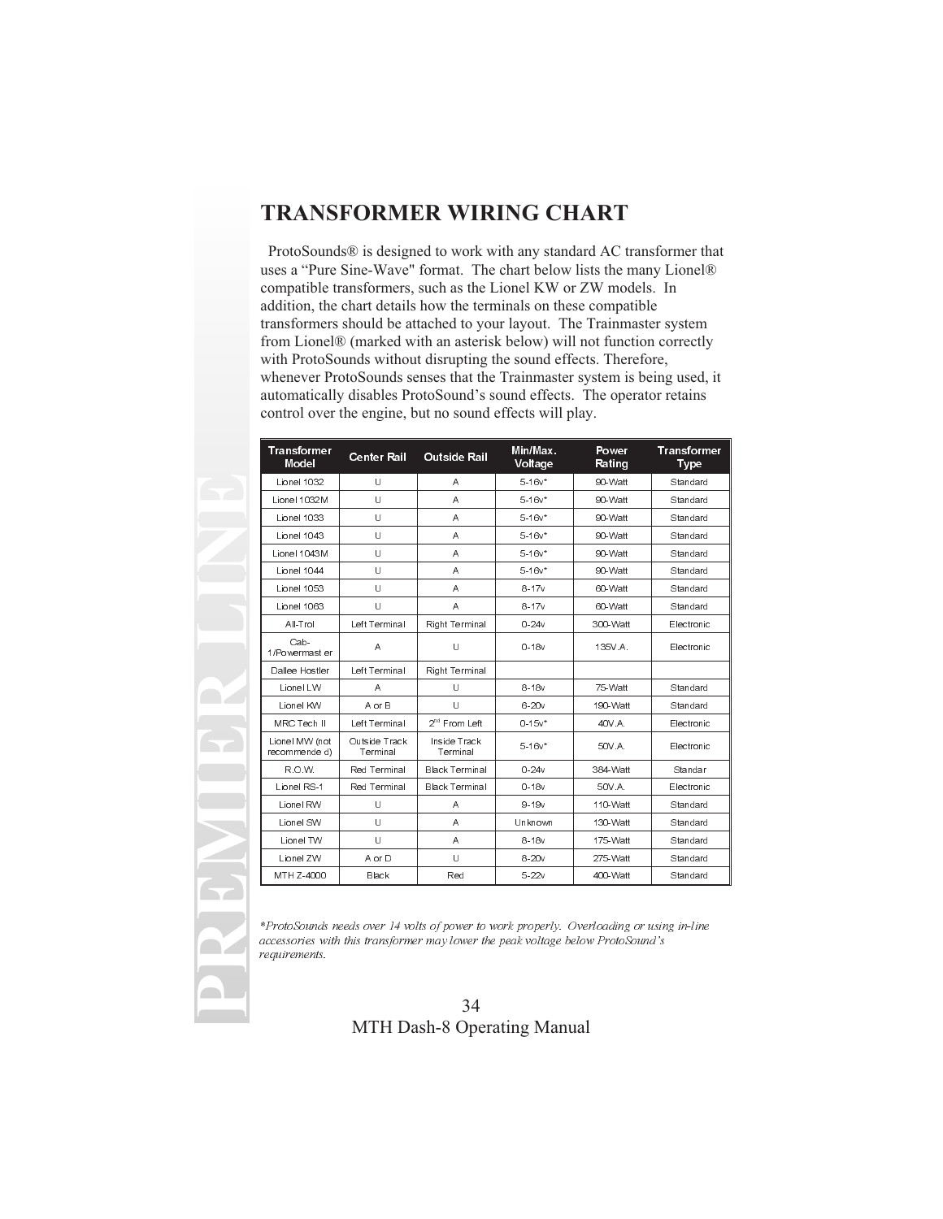# TRANSFORMER WIRING CHART

ProtoSounds® is designed to work with any standard AC transformer that uses a "Pure Sine-Wave" format. The chart below lists the many Lionel® compatible transformers, such as the Lionel KW or ZW models. In addition, the chart details how the terminals on these compatible transformers should be attached to your layout. The Trainmaster system from Lionel® (marked with an asterisk below) will not function correctly with ProtoSounds without disrupting the sound effects. Therefore, whenever ProtoSounds senses that the Trainmaster system is being used, it automatically disables ProtoSound's sound effects. The operator retains control over the engine, but no sound effects will play.

| Transformer Model | Center Rail | Outside Rail | Min/Max. Voltage | Power Rating | Transformer Type |
|---|---|---|---|---|---|
| Lionel 1032 | U | A | 5-16v* | 90-Watt | Standard |
| Lionel 1032M | U | A | 5-16v* | 90-Watt | Standard |
| Lionel 1033 | U | A | 5-16v* | 90-Watt | Standard |
| Lionel 1043 | U | A | 5-16v* | 90-Watt | Standard |
| Lionel 1043M | U | A | 5-16v* | 90-Watt | Standard |
| Lionel 1044 | U | A | 5-16v* | 90-Watt | Standard |
| Lionel 1053 | U | A | 8-17v | 60-Watt | Standard |
| Lionel 1063 | U | A | 8-17v | 60-Watt | Standard |
| All-Trol | Left Terminal | Right Terminal | 0-24v | 300-Watt | Electronic |
| Cab-1/Powermaster | A | U | 0-18v | 135V.A. | Electronic |
| Dallee Hostler | Left Terminal | Right Terminal | | | |
| Lionel LW | A | U | 8-18v | 75-Watt | Standard |
| Lionel KW | A or B | U | 6-20v | 190-Watt | Standard |
| MRC Tech II | Left Terminal | 2nd From Left | 0-15v* | 40V.A. | Electronic |
| Lionel MW (not recommended) | Outside Track Terminal | Inside Track Terminal | 5-16v* | 50V.A. | Electronic |
| R.O.W. | Red Terminal | Black Terminal | 0-24v | 384-Watt | Standard |
| Lionel RS-1 | Red Terminal | Black Terminal | 0-18v | 50V.A. | Electronic |
| Lionel RW | U | A | 9-19v | 110-Watt | Standard |
| Lionel SW | U | A | Unknown | 130-Watt | Standard |
| Lionel TW | U | A | 8-18v | 175-Watt | Standard |
| Lionel ZW | A or D | U | 8-20v | 275-Watt | Standard |
| MTH Z-4000 | Black | Red | 5-22v | 400-Watt | Standard |

**Note:** Cab-1/Powermaster is the Lionel Trainmaster system referred to in the text above.

*\*ProtoSounds needs over 14 volts of power to work properly. Overloading or using in-line accessories with this transformer may lower the peak voltage below ProtoSound's requirements.*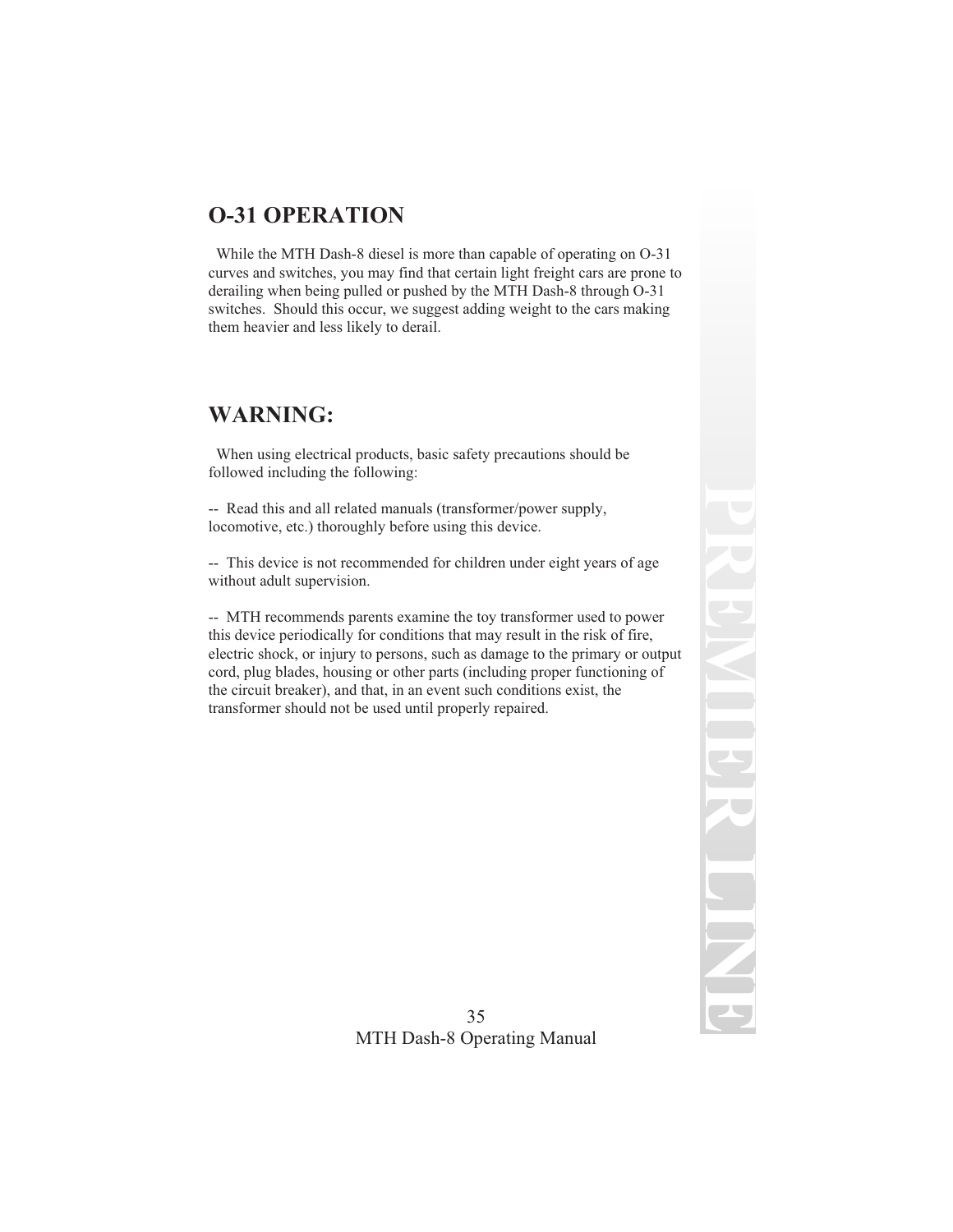## O-31 OPERATION

While the MTH Dash-8 diesel is more than capable of operating on O-31 curves and switches, you may find that certain light freight cars are prone to derailing when being pulled or pushed by the MTH Dash-8 through O-31 switches. Should this occur, we suggest adding weight to the cars making them heavier and less likely to derail.

## WARNING:

When using electrical products, basic safety precautions should be followed including the following:

-- Read this and all related manuals (transformer/power supply, locomotive, etc.) thoroughly before using this device.

-- This device is not recommended for children under eight years of age without adult supervision.

-- MTH recommends parents examine the toy transformer used to power this device periodically for conditions that may result in the risk of fire, electric shock, or injury to persons, such as damage to the primary or output cord, plug blades, housing or other parts (including proper functioning of the circuit breaker), and that, in an event such conditions exist, the transformer should not be used until properly repaired.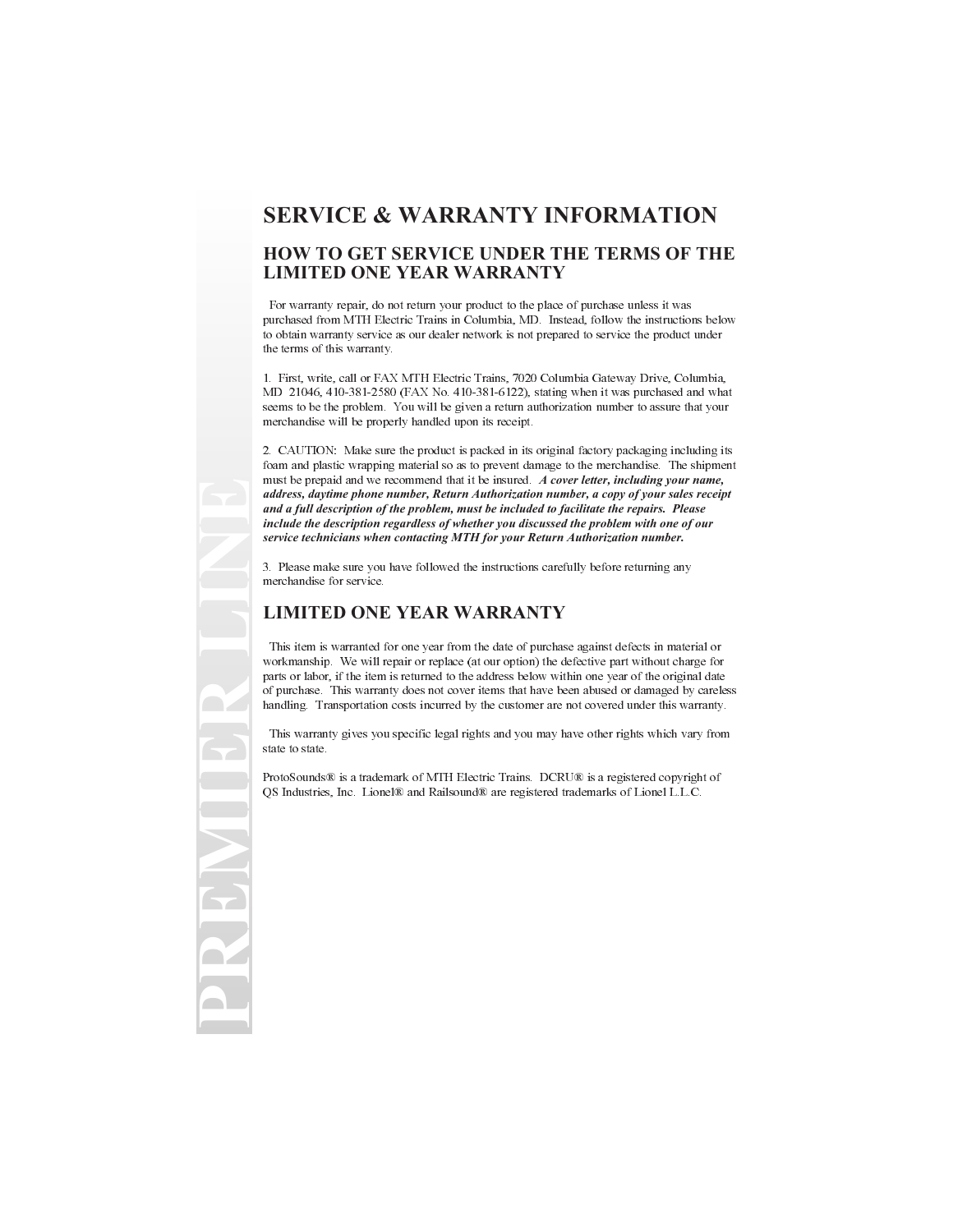# SERVICE & WARRANTY INFORMATION

## HOW TO GET SERVICE UNDER THE TERMS OF THE LIMITED ONE YEAR WARRANTY

For warranty repair, do not return your product to the place of purchase unless it was purchased from MTH Electric Trains in Columbia, MD. Instead, follow the instructions below to obtain warranty service as our dealer network is not prepared to service the product under the terms of this warranty.

1. First, write, call or FAX MTH Electric Trains, 7020 Columbia Gateway Drive, Columbia, MD 21046, 410-381-2580 (FAX No. 410-381-6122), stating when it was purchased and what seems to be the problem. You will be given a return authorization number to assure that your merchandise will be properly handled upon its receipt.

2. CAUTION: Make sure the product is packed in its original factory packaging including its foam and plastic wrapping material so as to prevent damage to the merchandise. The shipment must be prepaid and we recommend that it be insured. ***A cover letter, including your name, address, daytime phone number, Return Authorization number, a copy of your sales receipt and a full description of the problem, must be included to facilitate the repairs. Please include the description regardless of whether you discussed the problem with one of our service technicians when contacting MTH for your Return Authorization number.***

3. Please make sure you have followed the instructions carefully before returning any merchandise for service.

## LIMITED ONE YEAR WARRANTY

This item is warranted for one year from the date of purchase against defects in material or workmanship. We will repair or replace (at our option) the defective part without charge for parts or labor, if the item is returned to the address below within one year of the original date of purchase. This warranty does not cover items that have been abused or damaged by careless handling. Transportation costs incurred by the customer are not covered under this warranty.

This warranty gives you specific legal rights and you may have other rights which vary from state to state.

ProtoSounds® is a trademark of MTH Electric Trains. DCRU® is a registered copyright of QS Industries, Inc. Lionel® and Railsound® are registered trademarks of Lionel L.L.C.

PREMIER LINE